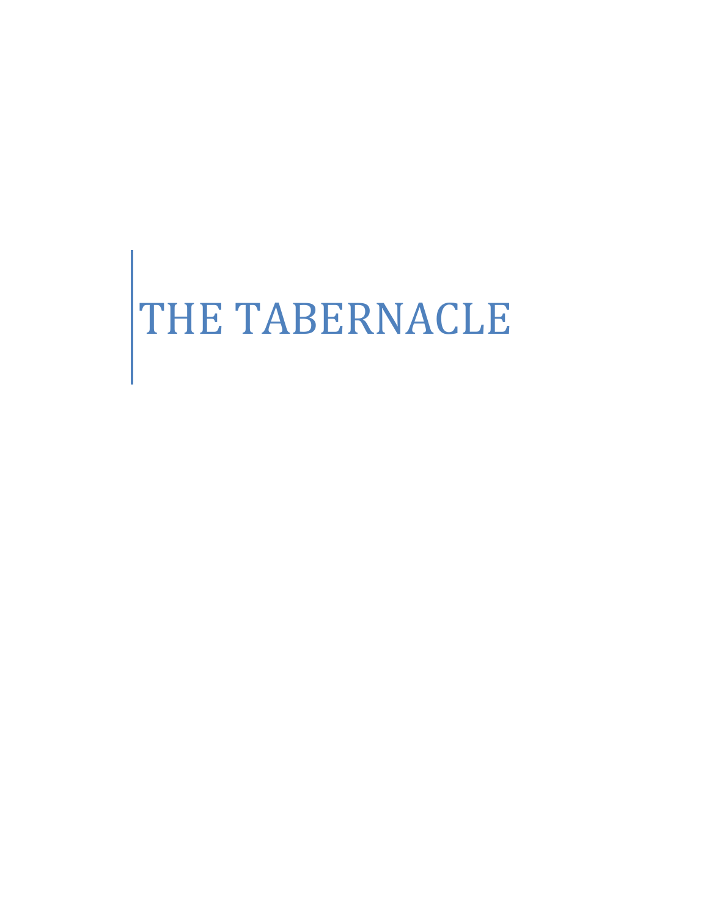# THE TABERNACLE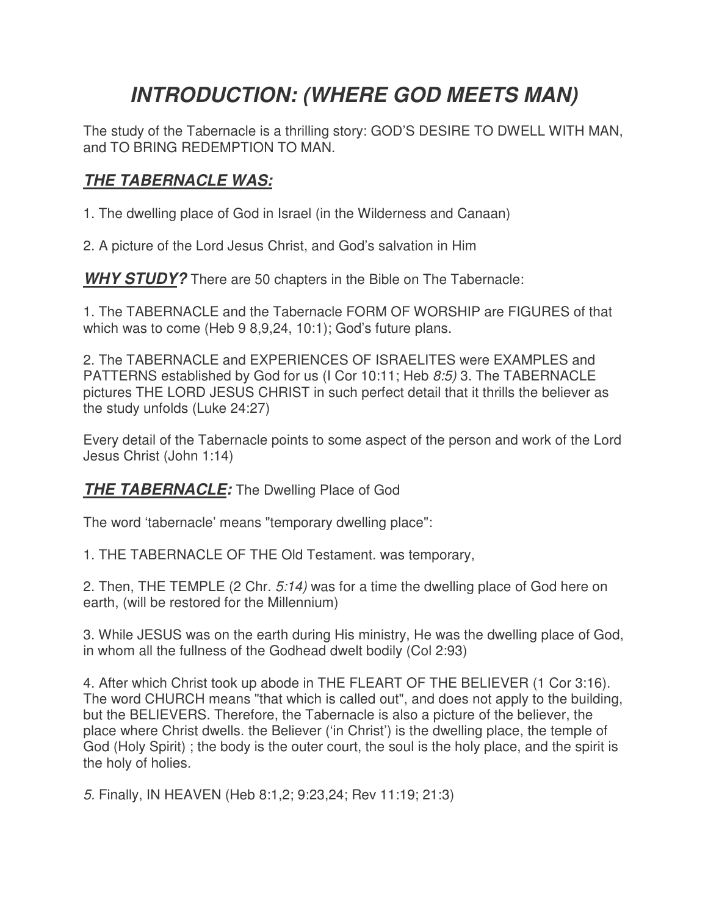# *INTRODUCTION: (WHERE GOD MEETS MAN)*

The study of the Tabernacle is a thrilling story: GOD'S DESIRE TO DWELL WITH MAN, and TO BRING REDEMPTION TO MAN.

## ***THE TABERNACLE WAS:***

1. The dwelling place of God in Israel (in the Wilderness and Canaan)

2. A picture of the Lord Jesus Christ, and God's salvation in Him

***WHY STUDY?*** There are 50 chapters in the Bible on The Tabernacle:

1. The TABERNACLE and the Tabernacle FORM OF WORSHIP are FIGURES of that which was to come (Heb 9 8,9,24, 10:1); God's future plans.

2. The TABERNACLE and EXPERIENCES OF ISRAELITES were EXAMPLES and PATTERNS established by God for us (I Cor 10:11; Heb *8:5)* 3. The TABERNACLE pictures THE LORD JESUS CHRIST in such perfect detail that it thrills the believer as the study unfolds (Luke 24:27)

Every detail of the Tabernacle points to some aspect of the person and work of the Lord Jesus Christ (John 1:14)

***THE TABERNACLE:*** The Dwelling Place of God

The word 'tabernacle' means "temporary dwelling place":

1. THE TABERNACLE OF THE Old Testament. was temporary,

2. Then, THE TEMPLE (2 Chr. *5:14)* was for a time the dwelling place of God here on earth, (will be restored for the Millennium)

3. While JESUS was on the earth during His ministry, He was the dwelling place of God, in whom all the fullness of the Godhead dwelt bodily (Col 2:93)

4. After which Christ took up abode in THE FLEART OF THE BELIEVER (1 Cor 3:16). The word CHURCH means "that which is called out", and does not apply to the building, but the BELIEVERS. Therefore, the Tabernacle is also a picture of the believer, the place where Christ dwells. the Believer ('in Christ') is the dwelling place, the temple of God (Holy Spirit) ; the body is the outer court, the soul is the holy place, and the spirit is the holy of holies.

*5.* Finally, IN HEAVEN (Heb 8:1,2; 9:23,24; Rev 11:19; 21:3)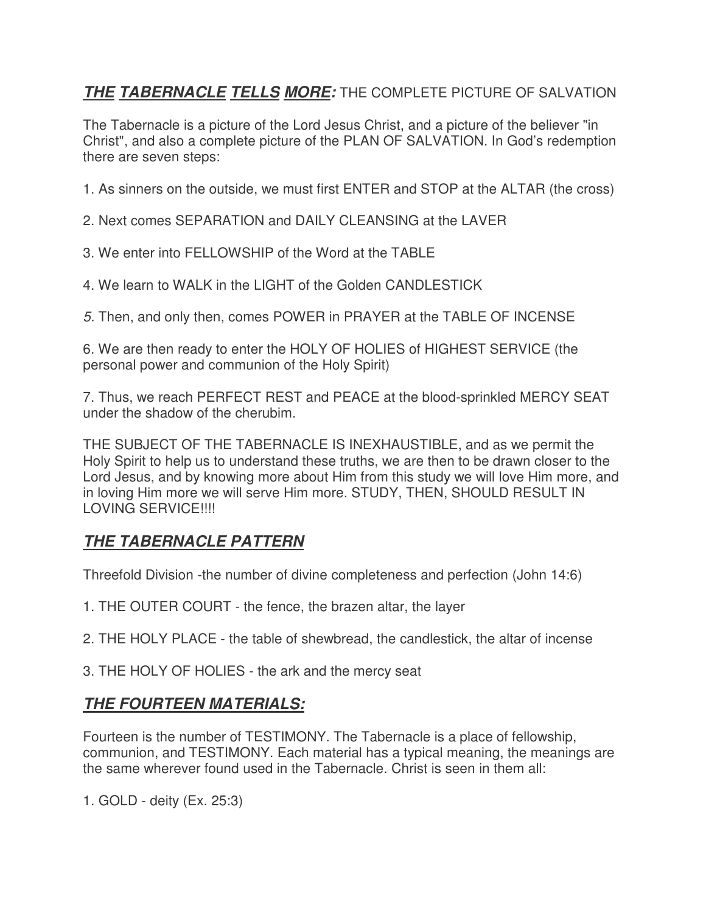## ***THE TABERNACLE TELLS MORE:*** THE COMPLETE PICTURE OF SALVATION

The Tabernacle is a picture of the Lord Jesus Christ, and a picture of the believer "in Christ", and also a complete picture of the PLAN OF SALVATION. In God's redemption there are seven steps:

1. As sinners on the outside, we must first ENTER and STOP at the ALTAR (the cross)

2. Next comes SEPARATION and DAILY CLEANSING at the LAVER

3. We enter into FELLOWSHIP of the Word at the TABLE

4. We learn to WALK in the LIGHT of the Golden CANDLESTICK

*5.* Then, and only then, comes POWER in PRAYER at the TABLE OF INCENSE

6. We are then ready to enter the HOLY OF HOLIES of HIGHEST SERVICE (the personal power and communion of the Holy Spirit)

7. Thus, we reach PERFECT REST and PEACE at the blood-sprinkled MERCY SEAT under the shadow of the cherubim.

THE SUBJECT OF THE TABERNACLE IS INEXHAUSTIBLE, and as we permit the Holy Spirit to help us to understand these truths, we are then to be drawn closer to the Lord Jesus, and by knowing more about Him from this study we will love Him more, and in loving Him more we will serve Him more. STUDY, THEN, SHOULD RESULT IN LOVING SERVICE!!!!

## ***THE TABERNACLE PATTERN***

Threefold Division -the number of divine completeness and perfection (John 14:6)

1. THE OUTER COURT - the fence, the brazen altar, the layer

2. THE HOLY PLACE - the table of shewbread, the candlestick, the altar of incense

3. THE HOLY OF HOLIES - the ark and the mercy seat

## ***THE FOURTEEN MATERIALS:***

Fourteen is the number of TESTIMONY. The Tabernacle is a place of fellowship, communion, and TESTIMONY. Each material has a typical meaning, the meanings are the same wherever found used in the Tabernacle. Christ is seen in them all:

1. GOLD - deity (Ex. 25:3)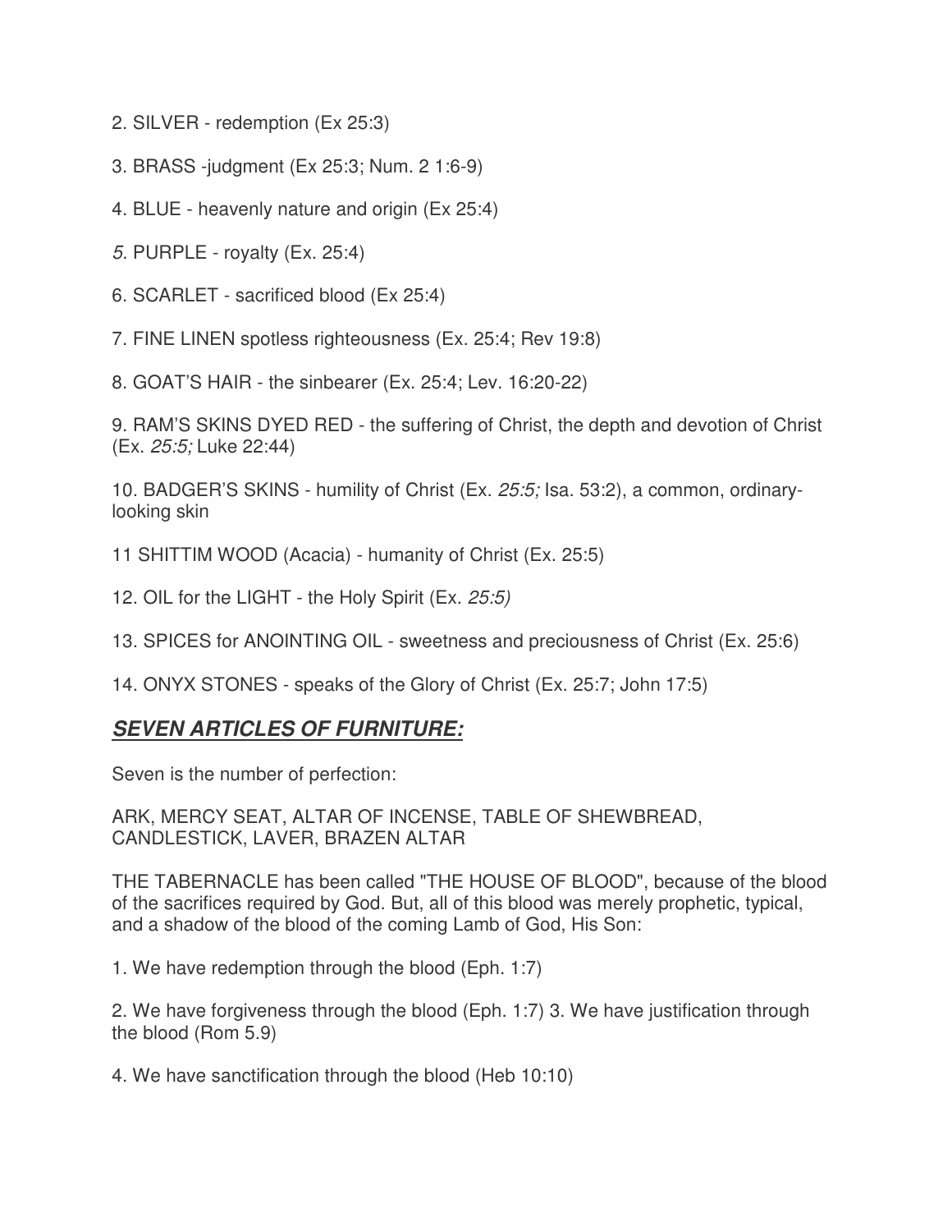2. SILVER - redemption (Ex 25:3)

3. BRASS -judgment (Ex 25:3; Num. 2 1:6-9)

4. BLUE - heavenly nature and origin (Ex 25:4)

*5.* PURPLE - royalty (Ex. 25:4)

6. SCARLET - sacrificed blood (Ex 25:4)

7. FINE LINEN spotless righteousness (Ex. 25:4; Rev 19:8)

8. GOAT'S HAIR - the sinbearer (Ex. 25:4; Lev. 16:20-22)

9. RAM'S SKINS DYED RED - the suffering of Christ, the depth and devotion of Christ (Ex. *25:5;* Luke 22:44)

10. BADGER'S SKINS - humility of Christ (Ex. *25:5;* Isa. 53:2), a common, ordinary-looking skin

11 SHITTIM WOOD (Acacia) - humanity of Christ (Ex. 25:5)

12. OIL for the LIGHT - the Holy Spirit (Ex. *25:5)*

13. SPICES for ANOINTING OIL - sweetness and preciousness of Christ (Ex. 25:6)

14. ONYX STONES - speaks of the Glory of Christ (Ex. 25:7; John 17:5)

## ***SEVEN ARTICLES OF FURNITURE:***

Seven is the number of perfection:

ARK, MERCY SEAT, ALTAR OF INCENSE, TABLE OF SHEWBREAD, CANDLESTICK, LAVER, BRAZEN ALTAR

THE TABERNACLE has been called "THE HOUSE OF BLOOD", because of the blood of the sacrifices required by God. But, all of this blood was merely prophetic, typical, and a shadow of the blood of the coming Lamb of God, His Son:

1. We have redemption through the blood (Eph. 1:7)

2. We have forgiveness through the blood (Eph. 1:7) 3. We have justification through the blood (Rom 5.9)

4. We have sanctification through the blood (Heb 10:10)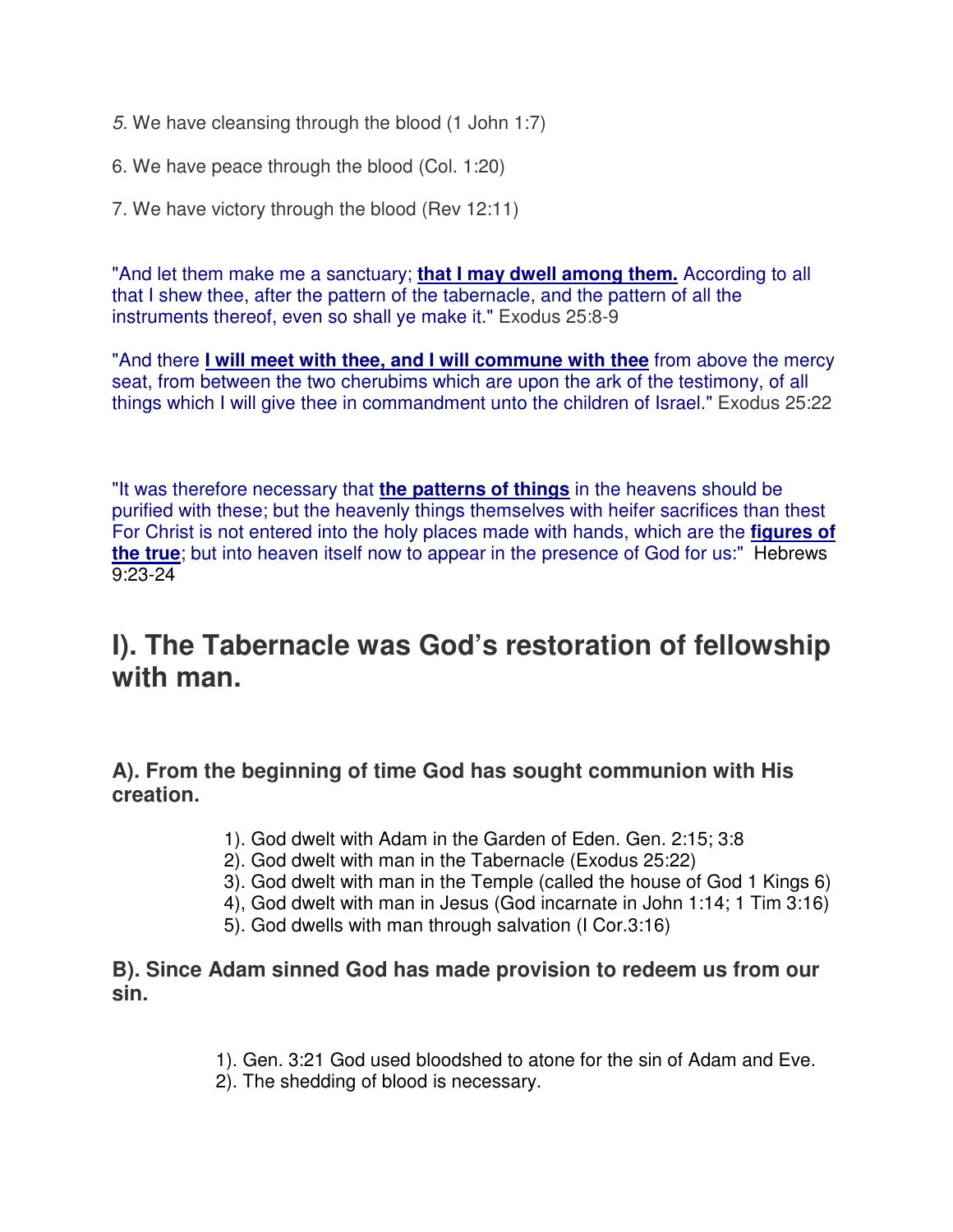*5.* We have cleansing through the blood (1 John 1:7)

6. We have peace through the blood (Col. 1:20)

7. We have victory through the blood (Rev 12:11)

"And let them make me a sanctuary; **that I may dwell among them.** According to all that I shew thee, after the pattern of the tabernacle, and the pattern of all the instruments thereof, even so shall ye make it." Exodus 25:8-9

"And there **I will meet with thee, and I will commune with thee** from above the mercy seat, from between the two cherubims which are upon the ark of the testimony, of all things which I will give thee in commandment unto the children of Israel." Exodus 25:22

"It was therefore necessary that **the patterns of things** in the heavens should be purified with these; but the heavenly things themselves with heifer sacrifices than thest For Christ is not entered into the holy places made with hands, which are the **figures of the true**; but into heaven itself now to appear in the presence of God for us:" Hebrews 9:23-24

## I). The Tabernacle was God's restoration of fellowship with man.

### A). From the beginning of time God has sought communion with His creation.

1). God dwelt with Adam in the Garden of Eden. Gen. 2:15; 3:8
2). God dwelt with man in the Tabernacle (Exodus 25:22)
3). God dwelt with man in the Temple (called the house of God 1 Kings 6)
4), God dwelt with man in Jesus (God incarnate in John 1:14; 1 Tim 3:16)
5). God dwells with man through salvation (I Cor.3:16)

### B). Since Adam sinned God has made provision to redeem us from our sin.

1). Gen. 3:21 God used bloodshed to atone for the sin of Adam and Eve.
2). The shedding of blood is necessary.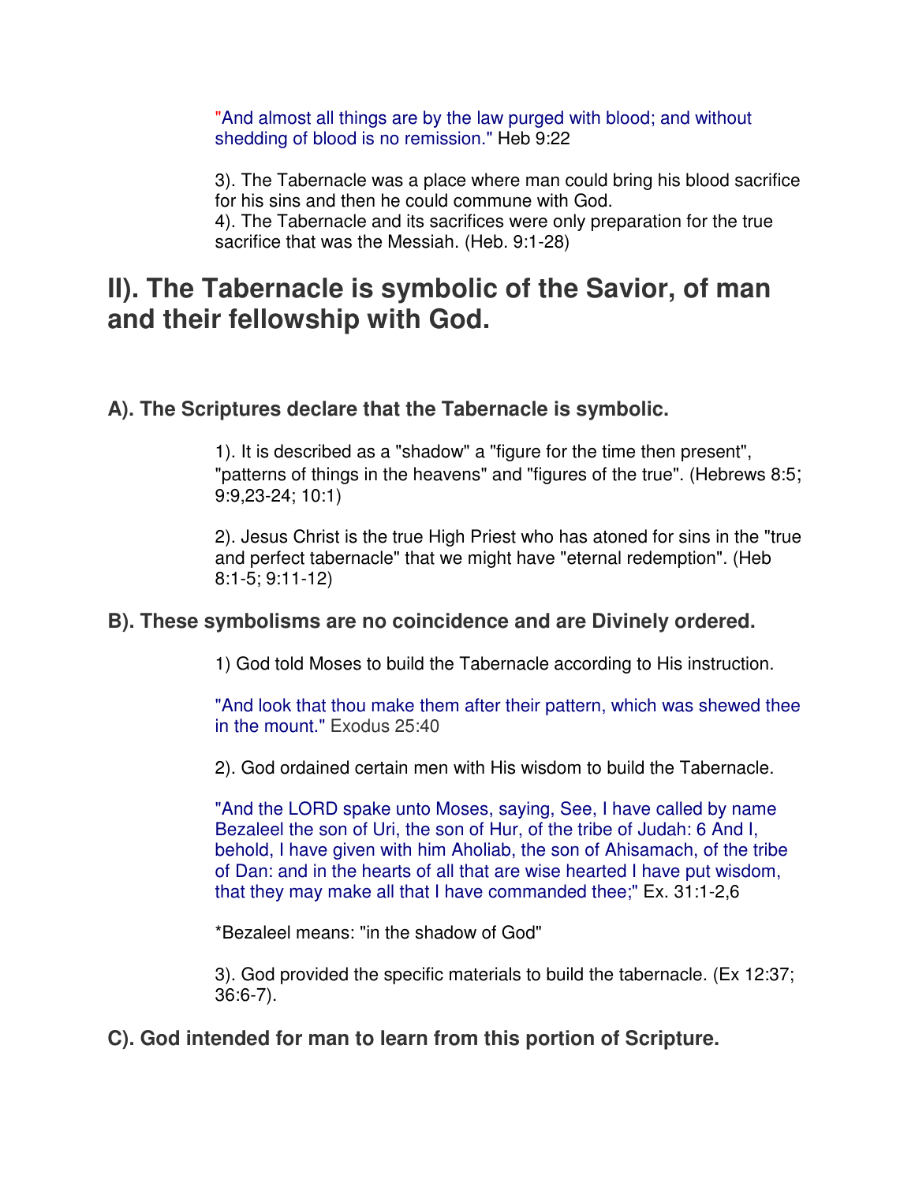"And almost all things are by the law purged with blood; and without shedding of blood is no remission." Heb 9:22

3). The Tabernacle was a place where man could bring his blood sacrifice for his sins and then he could commune with God.
4). The Tabernacle and its sacrifices were only preparation for the true sacrifice that was the Messiah. (Heb. 9:1-28)

# II). The Tabernacle is symbolic of the Savior, of man and their fellowship with God.

### A). The Scriptures declare that the Tabernacle is symbolic.

1). It is described as a "shadow" a "figure for the time then present", "patterns of things in the heavens" and "figures of the true". (Hebrews 8:5; 9:9,23-24; 10:1)

2). Jesus Christ is the true High Priest who has atoned for sins in the "true and perfect tabernacle" that we might have "eternal redemption". (Heb 8:1-5; 9:11-12)

### B). These symbolisms are no coincidence and are Divinely ordered.

1) God told Moses to build the Tabernacle according to His instruction.

"And look that thou make them after their pattern, which was shewed thee in the mount." Exodus 25:40

2). God ordained certain men with His wisdom to build the Tabernacle.

"And the LORD spake unto Moses, saying, See, I have called by name Bezaleel the son of Uri, the son of Hur, of the tribe of Judah: 6 And I, behold, I have given with him Aholiab, the son of Ahisamach, of the tribe of Dan: and in the hearts of all that are wise hearted I have put wisdom, that they may make all that I have commanded thee;" Ex. 31:1-2,6

*Bezaleel means: "in the shadow of God"

3). God provided the specific materials to build the tabernacle. (Ex 12:37; 36:6-7).

### C). God intended for man to learn from this portion of Scripture.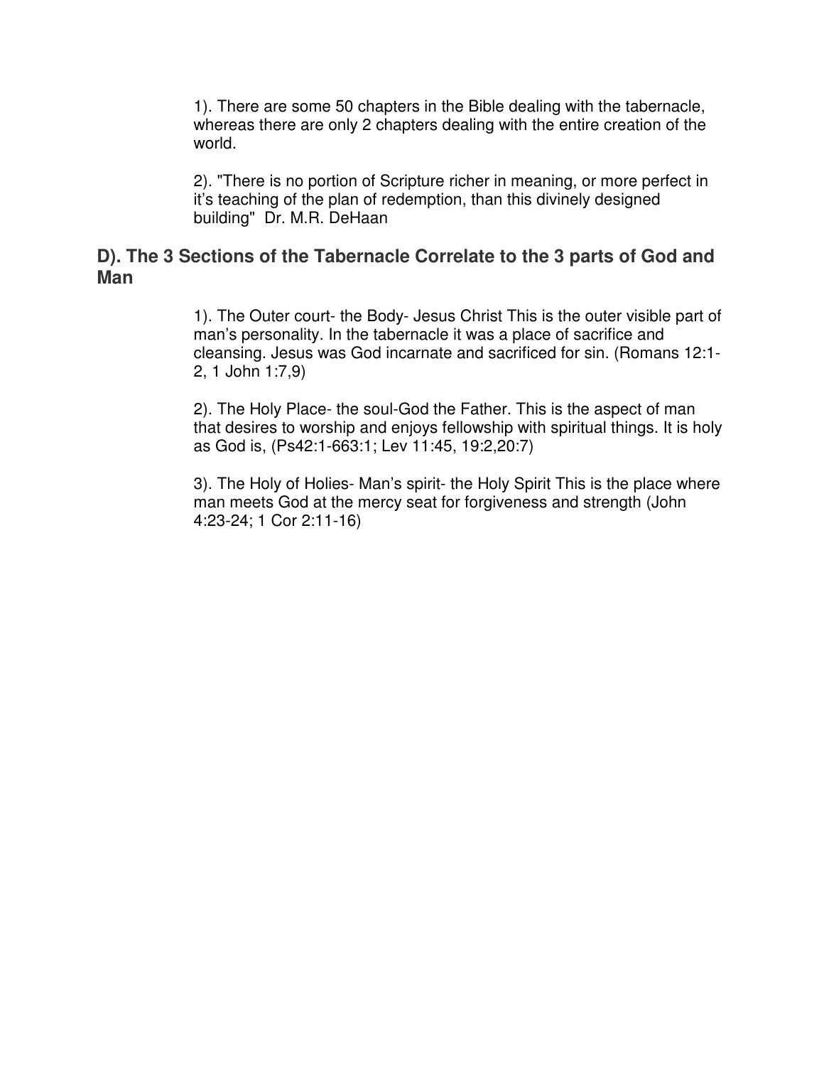1). There are some 50 chapters in the Bible dealing with the tabernacle, whereas there are only 2 chapters dealing with the entire creation of the world.

2). "There is no portion of Scripture richer in meaning, or more perfect in it's teaching of the plan of redemption, than this divinely designed building" Dr. M.R. DeHaan

### D). The 3 Sections of the Tabernacle Correlate to the 3 parts of God and Man

1). The Outer court- the Body- Jesus Christ This is the outer visible part of man's personality. In the tabernacle it was a place of sacrifice and cleansing. Jesus was God incarnate and sacrificed for sin. (Romans 12:1-2, 1 John 1:7,9)

2). The Holy Place- the soul-God the Father. This is the aspect of man that desires to worship and enjoys fellowship with spiritual things. It is holy as God is, (Ps42:1-663:1; Lev 11:45, 19:2,20:7)

3). The Holy of Holies- Man's spirit- the Holy Spirit This is the place where man meets God at the mercy seat for forgiveness and strength (John 4:23-24; 1 Cor 2:11-16)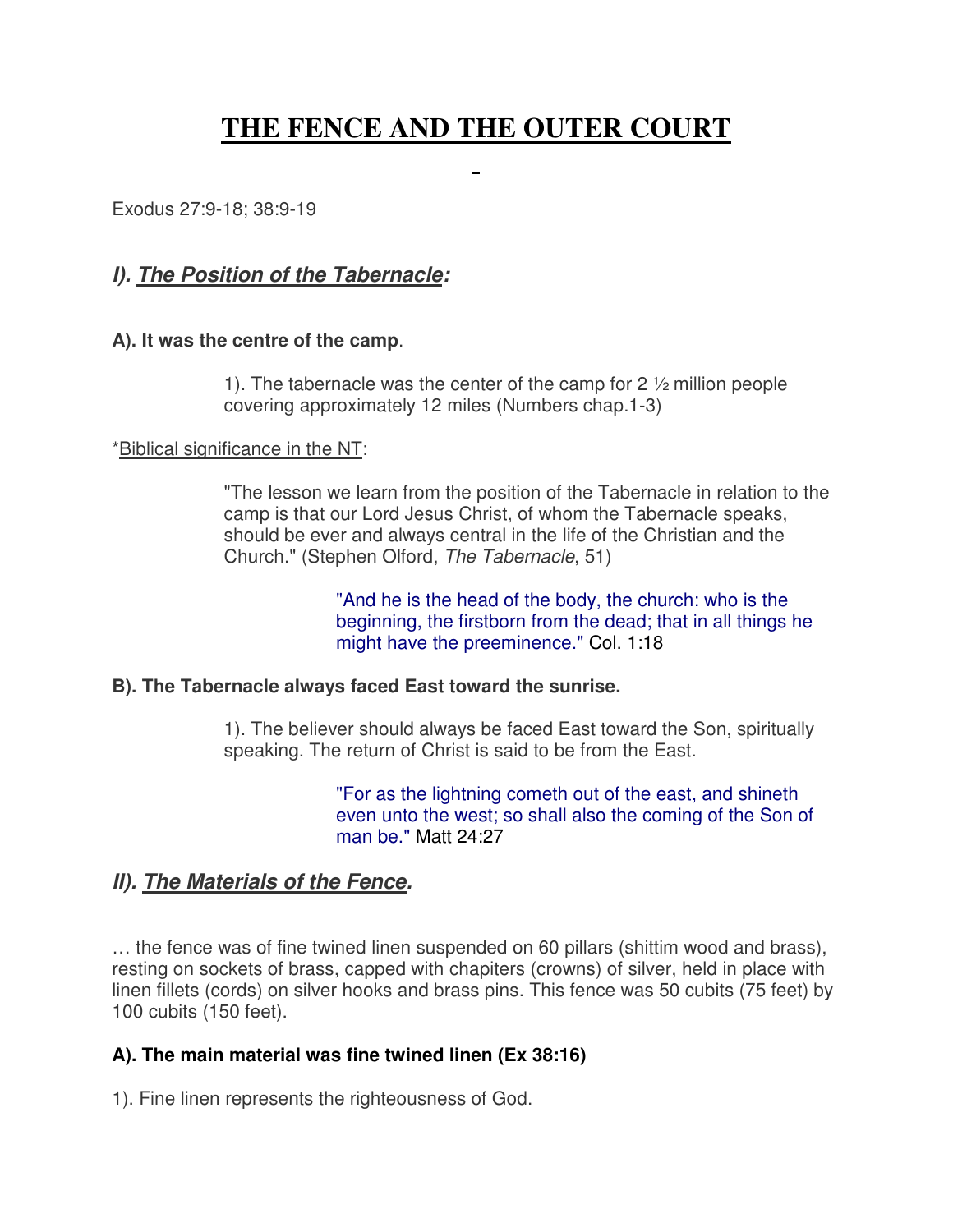# THE FENCE AND THE OUTER COURT

Exodus 27:9-18; 38:9-19

## *I). The Position of the Tabernacle:*

**A). It was the centre of the camp**.

> 1). The tabernacle was the center of the camp for 2 ½ million people covering approximately 12 miles (Numbers chap.1-3)

*Biblical significance in the NT:

> "The lesson we learn from the position of the Tabernacle in relation to the camp is that our Lord Jesus Christ, of whom the Tabernacle speaks, should be ever and always central in the life of the Christian and the Church." (Stephen Olford, *The Tabernacle*, 51)
>
> > "And he is the head of the body, the church: who is the beginning, the firstborn from the dead; that in all things he might have the preeminence." Col. 1:18

**B). The Tabernacle always faced East toward the sunrise.**

> 1). The believer should always be faced East toward the Son, spiritually speaking. The return of Christ is said to be from the East.
>
> > "For as the lightning cometh out of the east, and shineth even unto the west; so shall also the coming of the Son of man be." Matt 24:27

## *II). The Materials of the Fence.*

… the fence was of fine twined linen suspended on 60 pillars (shittim wood and brass), resting on sockets of brass, capped with chapiters (crowns) of silver, held in place with linen fillets (cords) on silver hooks and brass pins. This fence was 50 cubits (75 feet) by 100 cubits (150 feet).

**A). The main material was fine twined linen (Ex 38:16)**

1). Fine linen represents the righteousness of God.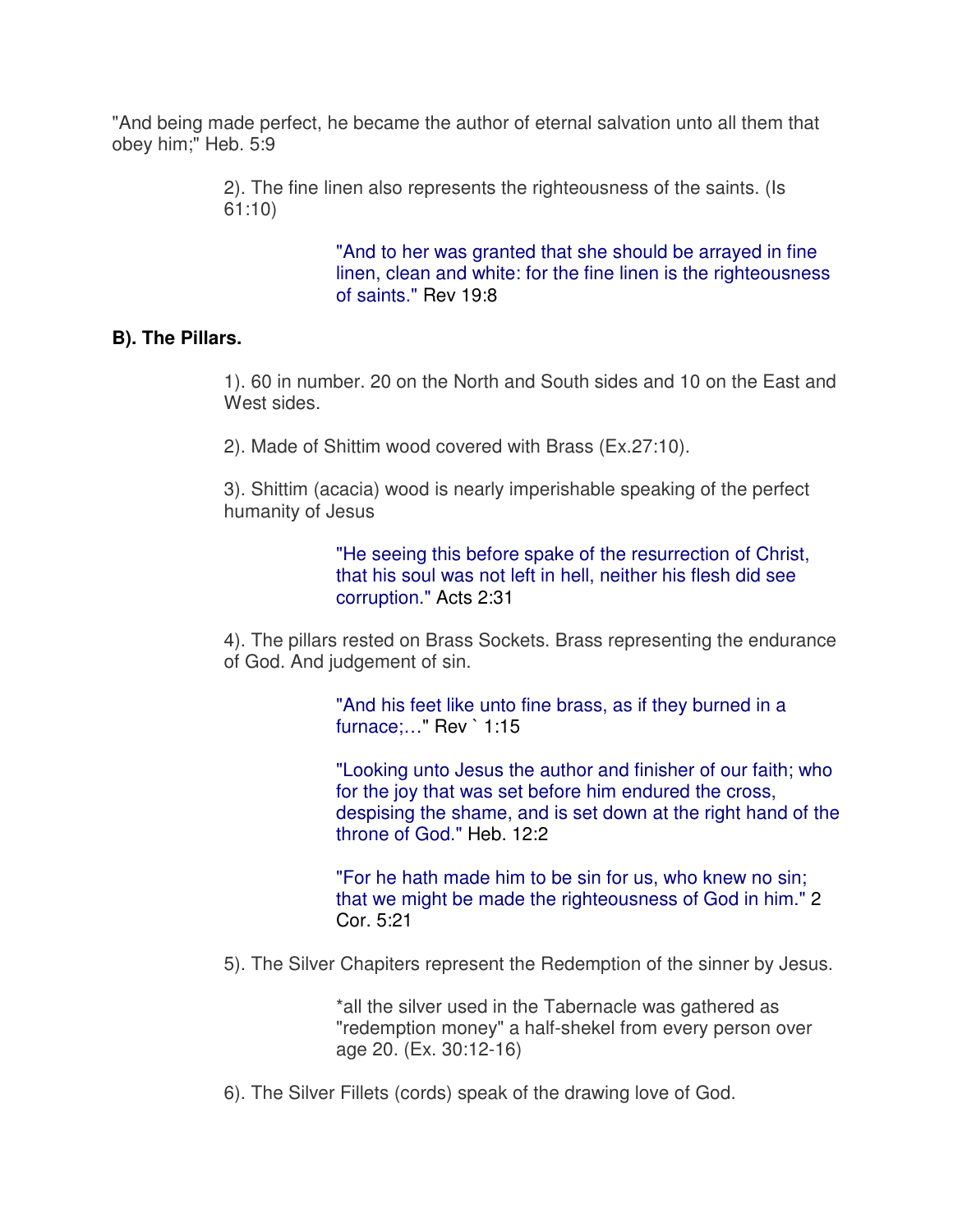"And being made perfect, he became the author of eternal salvation unto all them that obey him;" Heb. 5:9

> 2). The fine linen also represents the righteousness of the saints. (Is 61:10)
>
> > "And to her was granted that she should be arrayed in fine linen, clean and white: for the fine linen is the righteousness of saints." Rev 19:8

**B). The Pillars.**

> 1). 60 in number. 20 on the North and South sides and 10 on the East and West sides.
>
> 2). Made of Shittim wood covered with Brass (Ex.27:10).
>
> 3). Shittim (acacia) wood is nearly imperishable speaking of the perfect humanity of Jesus
>
> > "He seeing this before spake of the resurrection of Christ, that his soul was not left in hell, neither his flesh did see corruption." Acts 2:31
>
> 4). The pillars rested on Brass Sockets. Brass representing the endurance of God. And judgement of sin.
>
> > "And his feet like unto fine brass, as if they burned in a furnace;…" Rev ` 1:15
> >
> > "Looking unto Jesus the author and finisher of our faith; who for the joy that was set before him endured the cross, despising the shame, and is set down at the right hand of the throne of God." Heb. 12:2
> >
> > "For he hath made him to be sin for us, who knew no sin; that we might be made the righteousness of God in him." 2 Cor. 5:21
>
> 5). The Silver Chapiters represent the Redemption of the sinner by Jesus.
>
> > *all the silver used in the Tabernacle was gathered as "redemption money" a half-shekel from every person over age 20. (Ex. 30:12-16)
>
> 6). The Silver Fillets (cords) speak of the drawing love of God.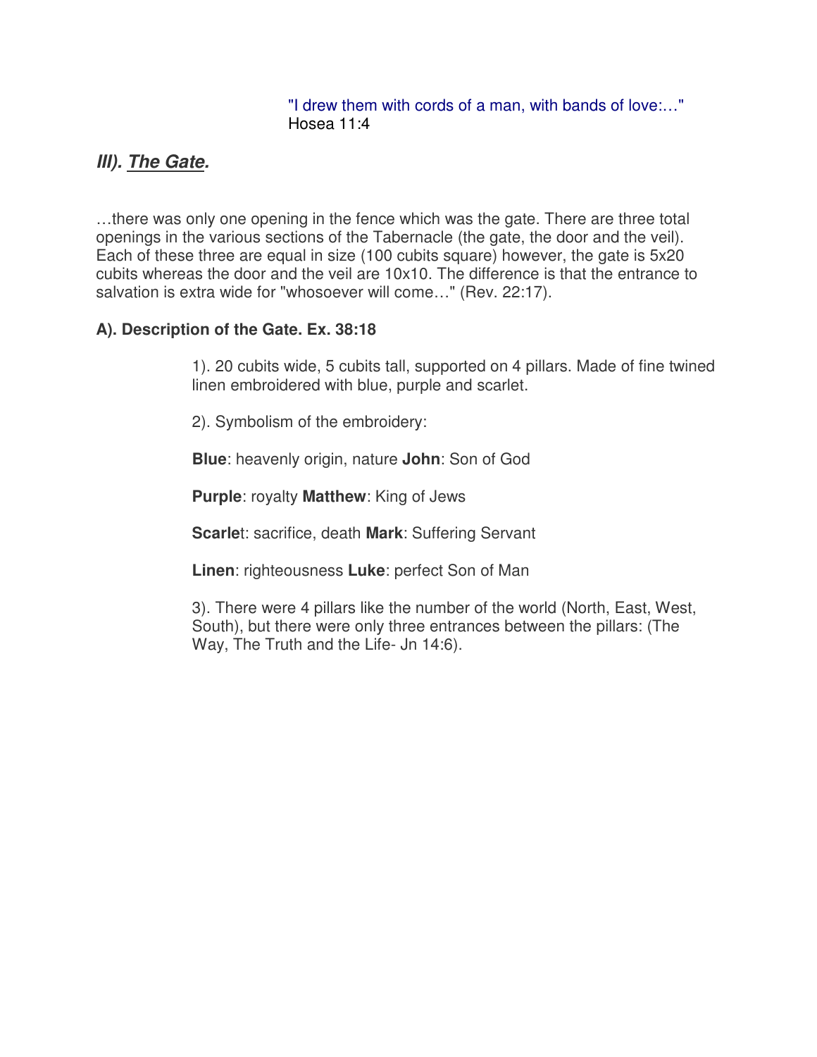"I drew them with cords of a man, with bands of love:…"
Hosea 11:4

## ***III). The Gate.***

…there was only one opening in the fence which was the gate. There are three total openings in the various sections of the Tabernacle (the gate, the door and the veil). Each of these three are equal in size (100 cubits square) however, the gate is 5x20 cubits whereas the door and the veil are 10x10. The difference is that the entrance to salvation is extra wide for "whosoever will come…" (Rev. 22:17).

### A). Description of the Gate. Ex. 38:18

1). 20 cubits wide, 5 cubits tall, supported on 4 pillars. Made of fine twined linen embroidered with blue, purple and scarlet.

2). Symbolism of the embroidery:

**Blue**: heavenly origin, nature **John**: Son of God

**Purple**: royalty **Matthew**: King of Jews

**Scarle**t: sacrifice, death **Mark**: Suffering Servant

**Linen**: righteousness **Luke**: perfect Son of Man

3). There were 4 pillars like the number of the world (North, East, West, South), but there were only three entrances between the pillars: (The Way, The Truth and the Life- Jn 14:6).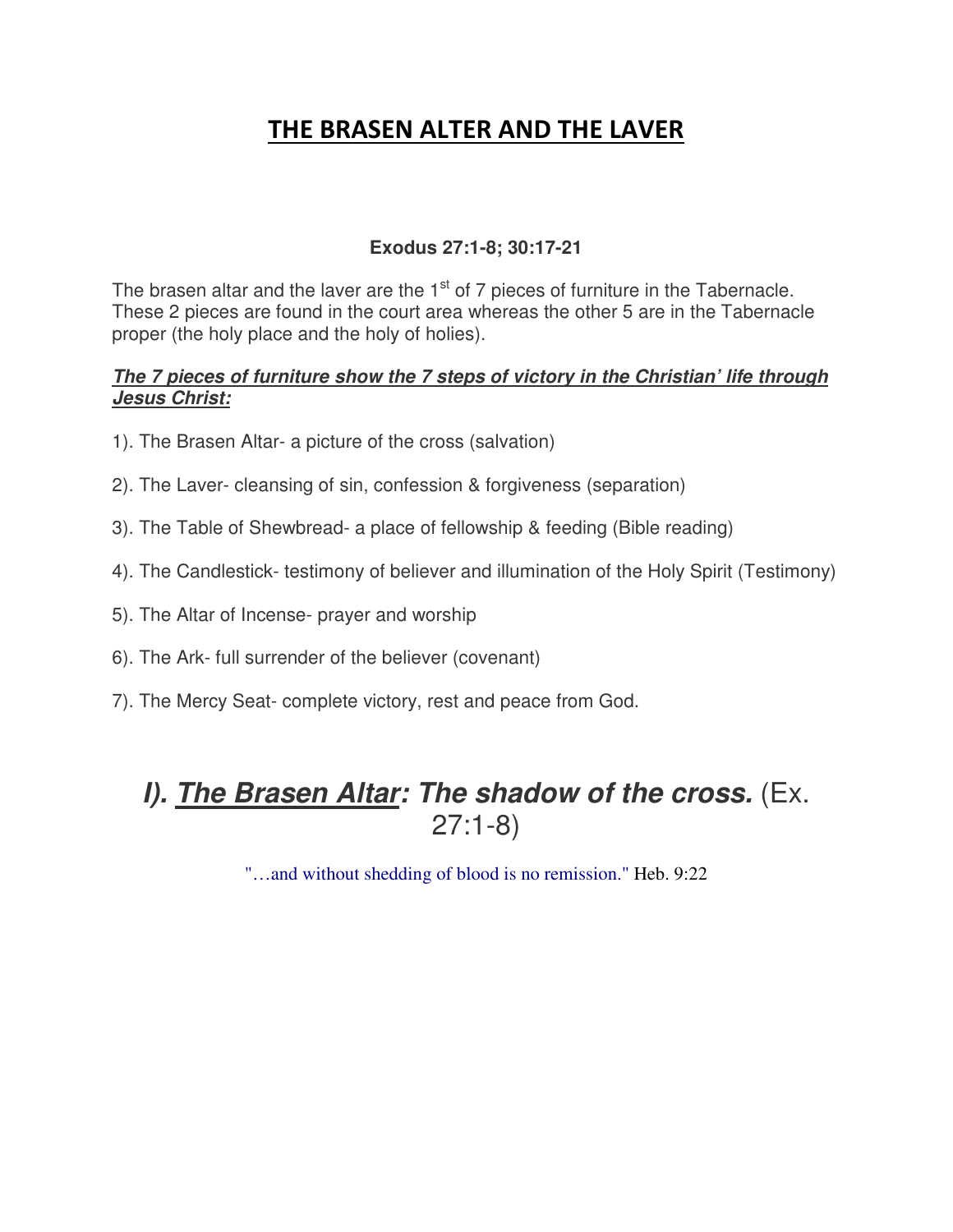# THE BRASEN ALTER AND THE LAVER

**Exodus 27:1-8; 30:17-21**

The brasen altar and the laver are the 1st of 7 pieces of furniture in the Tabernacle. These 2 pieces are found in the court area whereas the other 5 are in the Tabernacle proper (the holy place and the holy of holies).

***The 7 pieces of furniture show the 7 steps of victory in the Christian' life through Jesus Christ:***

1). The Brasen Altar- a picture of the cross (salvation)

2). The Laver- cleansing of sin, confession & forgiveness (separation)

3). The Table of Shewbread- a place of fellowship & feeding (Bible reading)

4). The Candlestick- testimony of believer and illumination of the Holy Spirit (Testimony)

5). The Altar of Incense- prayer and worship

6). The Ark- full surrender of the believer (covenant)

7). The Mercy Seat- complete victory, rest and peace from God.

## ***I). The Brasen Altar: The shadow of the cross.*** (Ex. 27:1-8)

"…and without shedding of blood is no remission." Heb. 9:22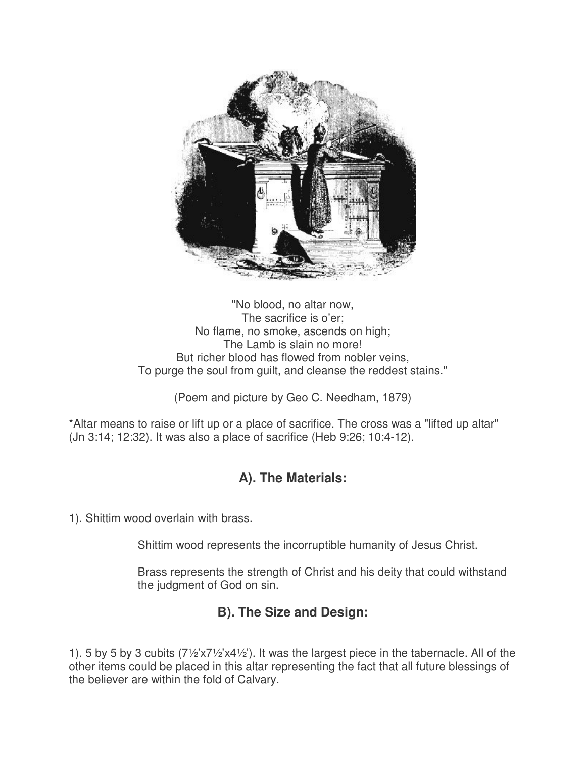"No blood, no altar now,
The sacrifice is o'er;
No flame, no smoke, ascends on high;
The Lamb is slain no more!
But richer blood has flowed from nobler veins,
To purge the soul from guilt, and cleanse the reddest stains."

(Poem and picture by Geo C. Needham, 1879)

*Altar means to raise or lift up or a place of sacrifice. The cross was a "lifted up altar" (Jn 3:14; 12:32). It was also a place of sacrifice (Heb 9:26; 10:4-12).

## A). The Materials:

1). Shittim wood overlain with brass.

> Shittim wood represents the incorruptible humanity of Jesus Christ.
>
> Brass represents the strength of Christ and his deity that could withstand the judgment of God on sin.

## B). The Size and Design:

1). 5 by 5 by 3 cubits (7½'x7½'x4½'). It was the largest piece in the tabernacle. All of the other items could be placed in this altar representing the fact that all future blessings of the believer are within the fold of Calvary.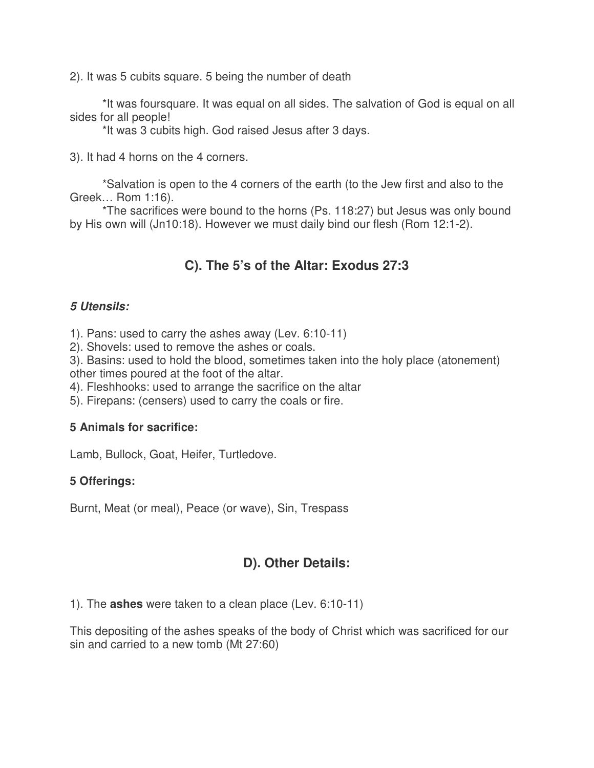2). It was 5 cubits square. 5 being the number of death

*It was foursquare. It was equal on all sides. The salvation of God is equal on all sides for all people!
*It was 3 cubits high. God raised Jesus after 3 days.

3). It had 4 horns on the 4 corners.

*Salvation is open to the 4 corners of the earth (to the Jew first and also to the Greek… Rom 1:16).
*The sacrifices were bound to the horns (Ps. 118:27) but Jesus was only bound by His own will (Jn10:18). However we must daily bind our flesh (Rom 12:1-2).

## C). The 5's of the Altar: Exodus 27:3

***5 Utensils:***

1). Pans: used to carry the ashes away (Lev. 6:10-11)
2). Shovels: used to remove the ashes or coals.
3). Basins: used to hold the blood, sometimes taken into the holy place (atonement) other times poured at the foot of the altar.
4). Fleshhooks: used to arrange the sacrifice on the altar
5). Firepans: (censers) used to carry the coals or fire.

**5 Animals for sacrifice:**

Lamb, Bullock, Goat, Heifer, Turtledove.

**5 Offerings:**

Burnt, Meat (or meal), Peace (or wave), Sin, Trespass

## D). Other Details:

1). The **ashes** were taken to a clean place (Lev. 6:10-11)

This depositing of the ashes speaks of the body of Christ which was sacrificed for our sin and carried to a new tomb (Mt 27:60)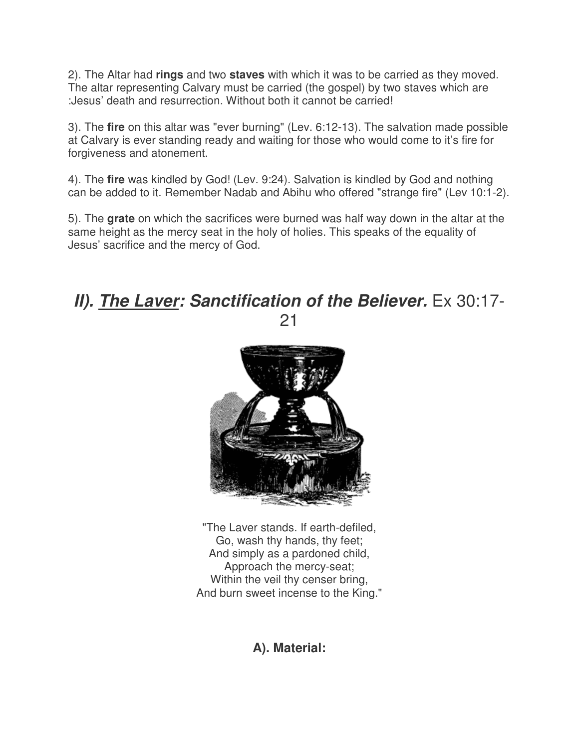2). The Altar had **rings** and two **staves** with which it was to be carried as they moved. The altar representing Calvary must be carried (the gospel) by two staves which are :Jesus' death and resurrection. Without both it cannot be carried!

3). The **fire** on this altar was "ever burning" (Lev. 6:12-13). The salvation made possible at Calvary is ever standing ready and waiting for those who would come to it's fire for forgiveness and atonement.

4). The **fire** was kindled by God! (Lev. 9:24). Salvation is kindled by God and nothing can be added to it. Remember Nadab and Abihu who offered "strange fire" (Lev 10:1-2).

5). The **grate** on which the sacrifices were burned was half way down in the altar at the same height as the mercy seat in the holy of holies. This speaks of the equality of Jesus' sacrifice and the mercy of God.

## ***II). The Laver: Sanctification of the Believer.*** Ex 30:17-21

"The Laver stands. If earth-defiled,
Go, wash thy hands, thy feet;
And simply as a pardoned child,
Approach the mercy-seat;
Within the veil thy censer bring,
And burn sweet incense to the King."

### A). Material: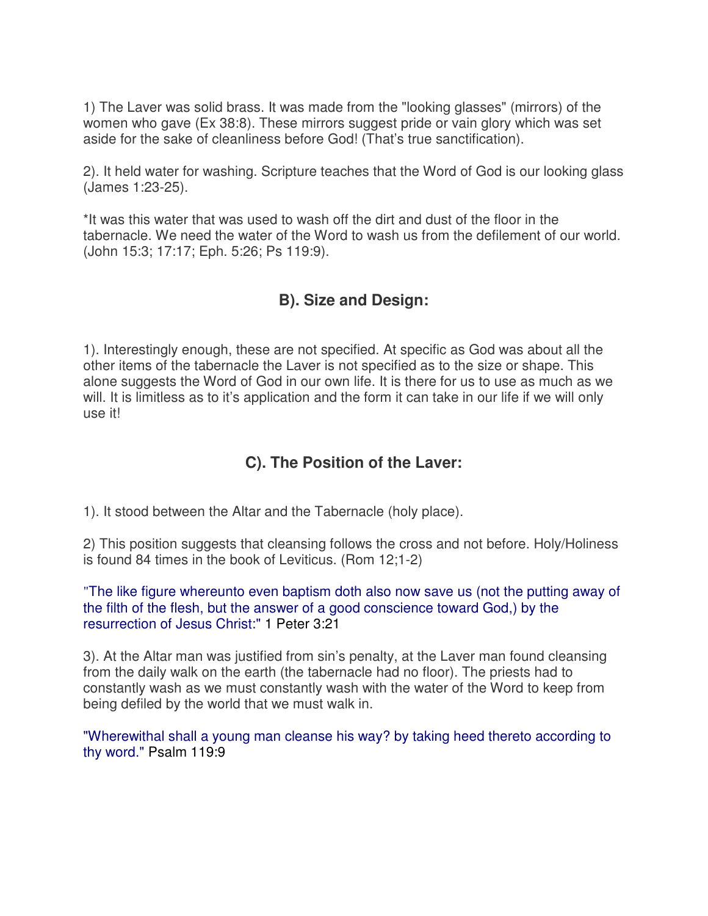1) The Laver was solid brass. It was made from the "looking glasses" (mirrors) of the women who gave (Ex 38:8). These mirrors suggest pride or vain glory which was set aside for the sake of cleanliness before God! (That's true sanctification).

2). It held water for washing. Scripture teaches that the Word of God is our looking glass (James 1:23-25).

*It was this water that was used to wash off the dirt and dust of the floor in the tabernacle. We need the water of the Word to wash us from the defilement of our world. (John 15:3; 17:17; Eph. 5:26; Ps 119:9).

## B). Size and Design:

1). Interestingly enough, these are not specified. At specific as God was about all the other items of the tabernacle the Laver is not specified as to the size or shape. This alone suggests the Word of God in our own life. It is there for us to use as much as we will. It is limitless as to it's application and the form it can take in our life if we will only use it!

## C). The Position of the Laver:

1). It stood between the Altar and the Tabernacle (holy place).

2) This position suggests that cleansing follows the cross and not before. Holy/Holiness is found 84 times in the book of Leviticus. (Rom 12;1-2)

"The like figure whereunto even baptism doth also now save us (not the putting away of the filth of the flesh, but the answer of a good conscience toward God,) by the resurrection of Jesus Christ:" 1 Peter 3:21

3). At the Altar man was justified from sin's penalty, at the Laver man found cleansing from the daily walk on the earth (the tabernacle had no floor). The priests had to constantly wash as we must constantly wash with the water of the Word to keep from being defiled by the world that we must walk in.

"Wherewithal shall a young man cleanse his way? by taking heed thereto according to thy word." Psalm 119:9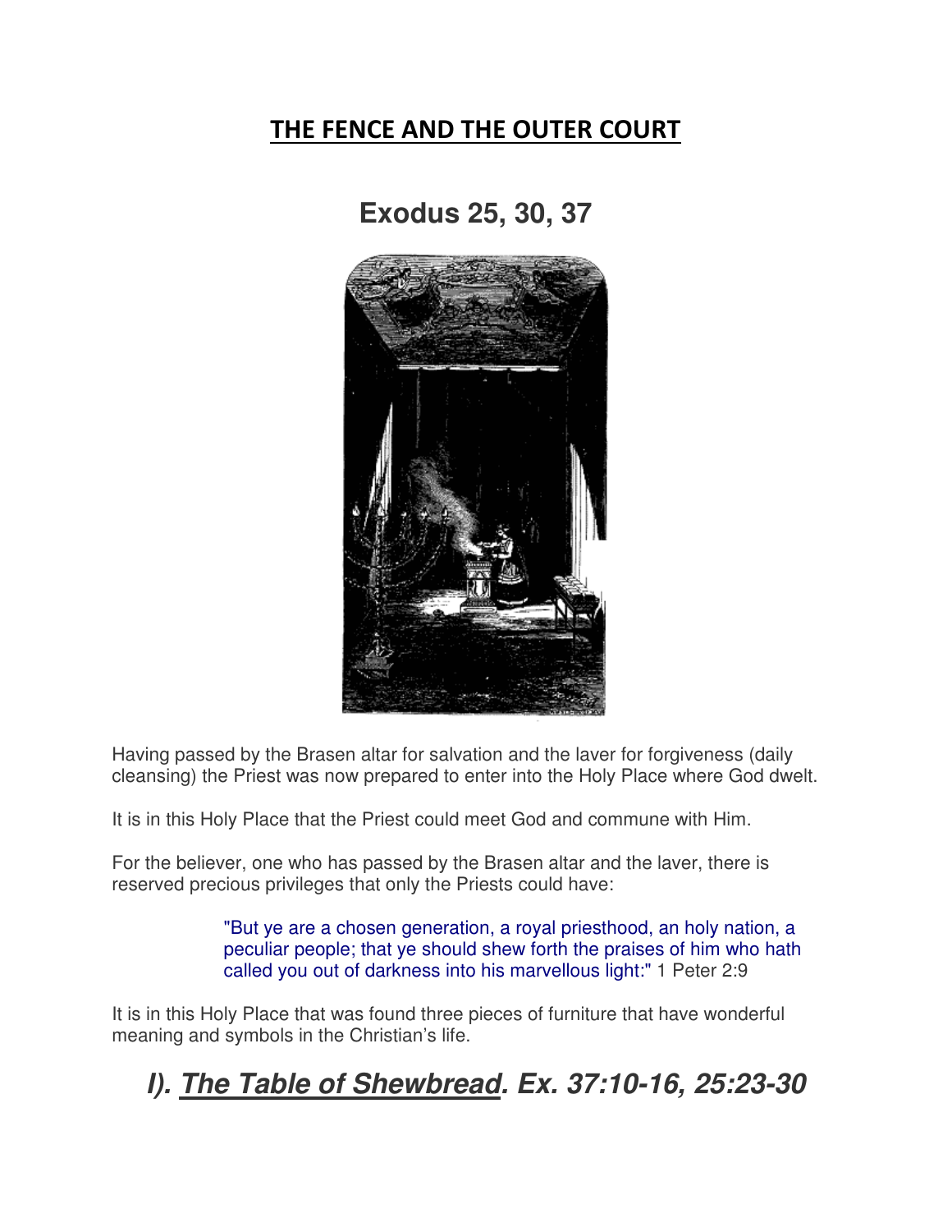## THE FENCE AND THE OUTER COURT

# Exodus 25, 30, 37

Having passed by the Brasen altar for salvation and the laver for forgiveness (daily cleansing) the Priest was now prepared to enter into the Holy Place where God dwelt.

It is in this Holy Place that the Priest could meet God and commune with Him.

For the believer, one who has passed by the Brasen altar and the laver, there is reserved precious privileges that only the Priests could have:

> "But ye are a chosen generation, a royal priesthood, an holy nation, a peculiar people; that ye should shew forth the praises of him who hath called you out of darkness into his marvellous light:" 1 Peter 2:9

It is in this Holy Place that was found three pieces of furniture that have wonderful meaning and symbols in the Christian's life.

## *I). The Table of Shewbread. Ex. 37:10-16, 25:23-30*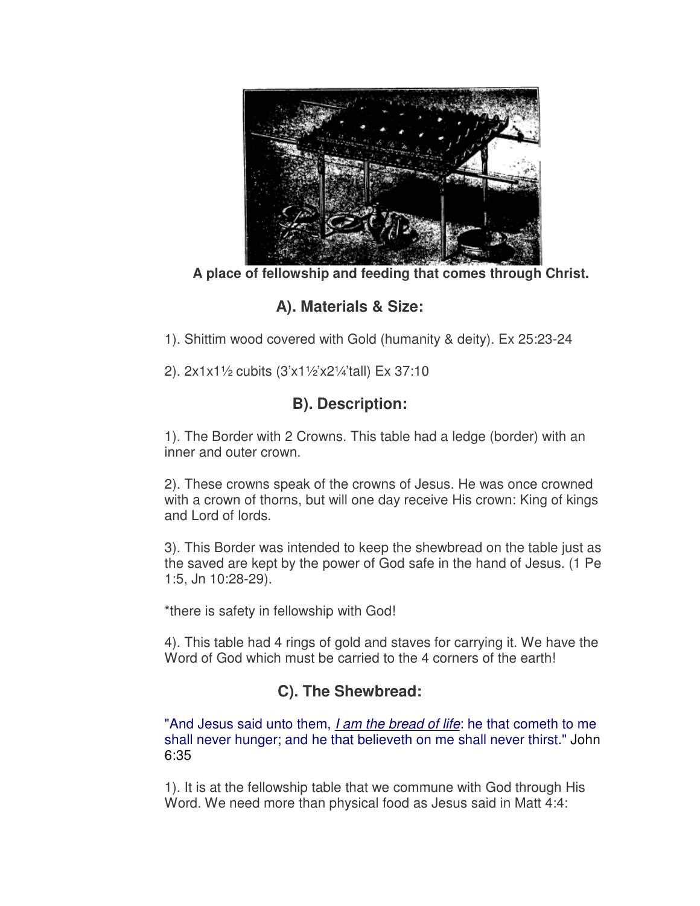**A place of fellowship and feeding that comes through Christ.**

## A). Materials & Size:

1). Shittim wood covered with Gold (humanity & deity). Ex 25:23-24

2). 2x1x1½ cubits (3'x1½'x2¼'tall) Ex 37:10

## B). Description:

1). The Border with 2 Crowns. This table had a ledge (border) with an inner and outer crown.

2). These crowns speak of the crowns of Jesus. He was once crowned with a crown of thorns, but will one day receive His crown: King of kings and Lord of lords.

3). This Border was intended to keep the shewbread on the table just as the saved are kept by the power of God safe in the hand of Jesus. (1 Pe 1:5, Jn 10:28-29).

*there is safety in fellowship with God!

4). This table had 4 rings of gold and staves for carrying it. We have the Word of God which must be carried to the 4 corners of the earth!

## C). The Shewbread:

"And Jesus said unto them, *I am the bread of life*: he that cometh to me shall never hunger; and he that believeth on me shall never thirst." John 6:35

1). It is at the fellowship table that we commune with God through His Word. We need more than physical food as Jesus said in Matt 4:4: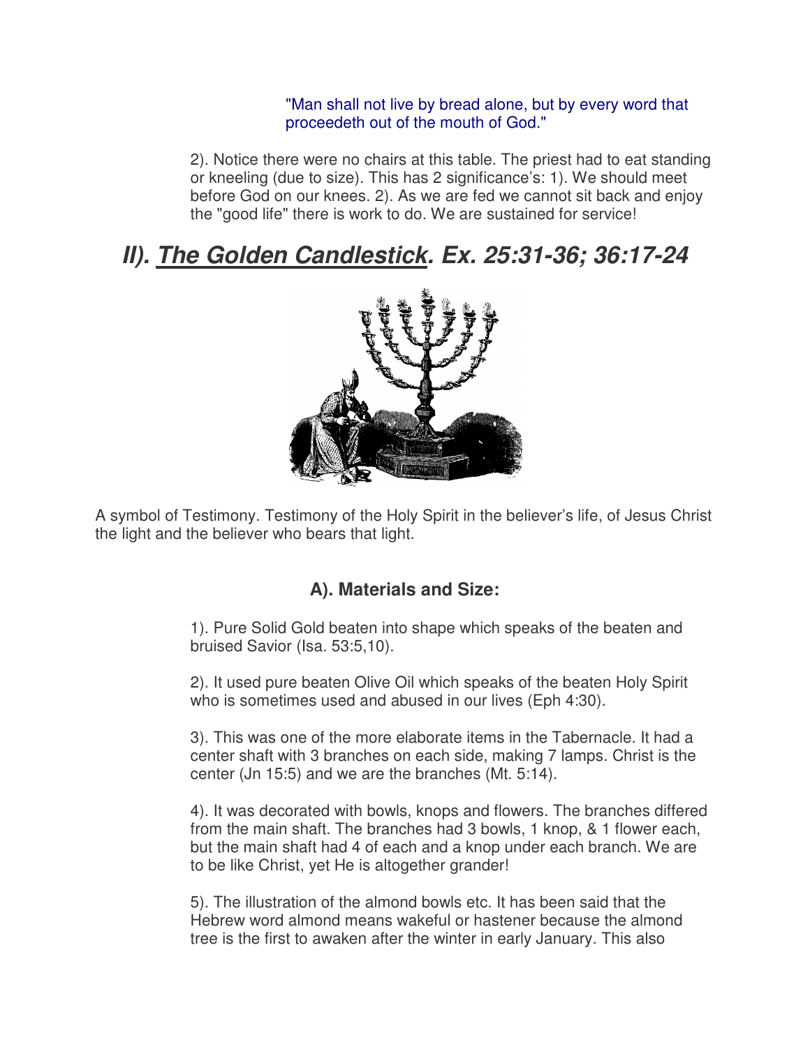"Man shall not live by bread alone, but by every word that proceedeth out of the mouth of God."

2). Notice there were no chairs at this table. The priest had to eat standing or kneeling (due to size). This has 2 significance's: 1). We should meet before God on our knees. 2). As we are fed we cannot sit back and enjoy the "good life" there is work to do. We are sustained for service!

## *II). <u>The Golden Candlestick</u>. Ex. 25:31-36; 36:17-24*

A symbol of Testimony. Testimony of the Holy Spirit in the believer's life, of Jesus Christ the light and the believer who bears that light.

### A). Materials and Size:

1). Pure Solid Gold beaten into shape which speaks of the beaten and bruised Savior (Isa. 53:5,10).

2). It used pure beaten Olive Oil which speaks of the beaten Holy Spirit who is sometimes used and abused in our lives (Eph 4:30).

3). This was one of the more elaborate items in the Tabernacle. It had a center shaft with 3 branches on each side, making 7 lamps. Christ is the center (Jn 15:5) and we are the branches (Mt. 5:14).

4). It was decorated with bowls, knops and flowers. The branches differed from the main shaft. The branches had 3 bowls, 1 knop, & 1 flower each, but the main shaft had 4 of each and a knop under each branch. We are to be like Christ, yet He is altogether grander!

5). The illustration of the almond bowls etc. It has been said that the Hebrew word almond means wakeful or hastener because the almond tree is the first to awaken after the winter in early January. This also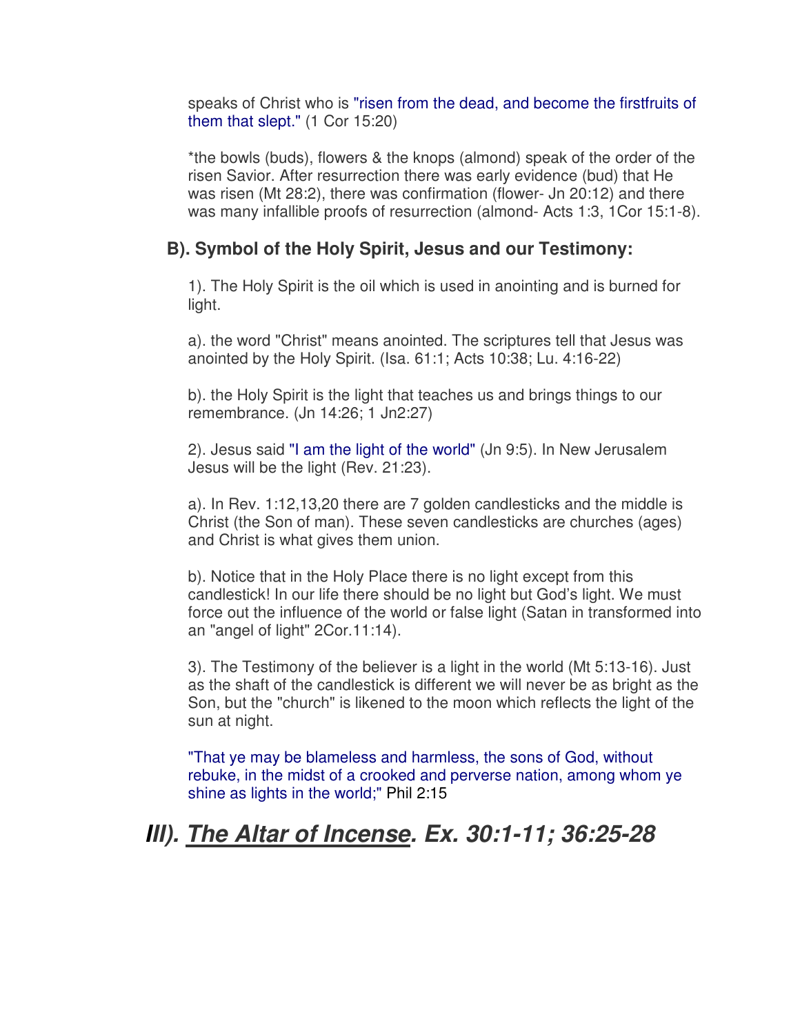speaks of Christ who is "risen from the dead, and become the firstfruits of them that slept." (1 Cor 15:20)

*the bowls (buds), flowers & the knops (almond) speak of the order of the risen Savior. After resurrection there was early evidence (bud) that He was risen (Mt 28:2), there was confirmation (flower- Jn 20:12) and there was many infallible proofs of resurrection (almond- Acts 1:3, 1Cor 15:1-8).

### B). Symbol of the Holy Spirit, Jesus and our Testimony:

1). The Holy Spirit is the oil which is used in anointing and is burned for light.

a). the word "Christ" means anointed. The scriptures tell that Jesus was anointed by the Holy Spirit. (Isa. 61:1; Acts 10:38; Lu. 4:16-22)

b). the Holy Spirit is the light that teaches us and brings things to our remembrance. (Jn 14:26; 1 Jn2:27)

2). Jesus said "I am the light of the world" (Jn 9:5). In New Jerusalem Jesus will be the light (Rev. 21:23).

a). In Rev. 1:12,13,20 there are 7 golden candlesticks and the middle is Christ (the Son of man). These seven candlesticks are churches (ages) and Christ is what gives them union.

b). Notice that in the Holy Place there is no light except from this candlestick! In our life there should be no light but God's light. We must force out the influence of the world or false light (Satan in transformed into an "angel of light" 2Cor.11:14).

3). The Testimony of the believer is a light in the world (Mt 5:13-16). Just as the shaft of the candlestick is different we will never be as bright as the Son, but the "church" is likened to the moon which reflects the light of the sun at night.

"That ye may be blameless and harmless, the sons of God, without rebuke, in the midst of a crooked and perverse nation, among whom ye shine as lights in the world;" Phil 2:15

## *III). <u>The Altar of Incense</u>. Ex. 30:1-11; 36:25-28*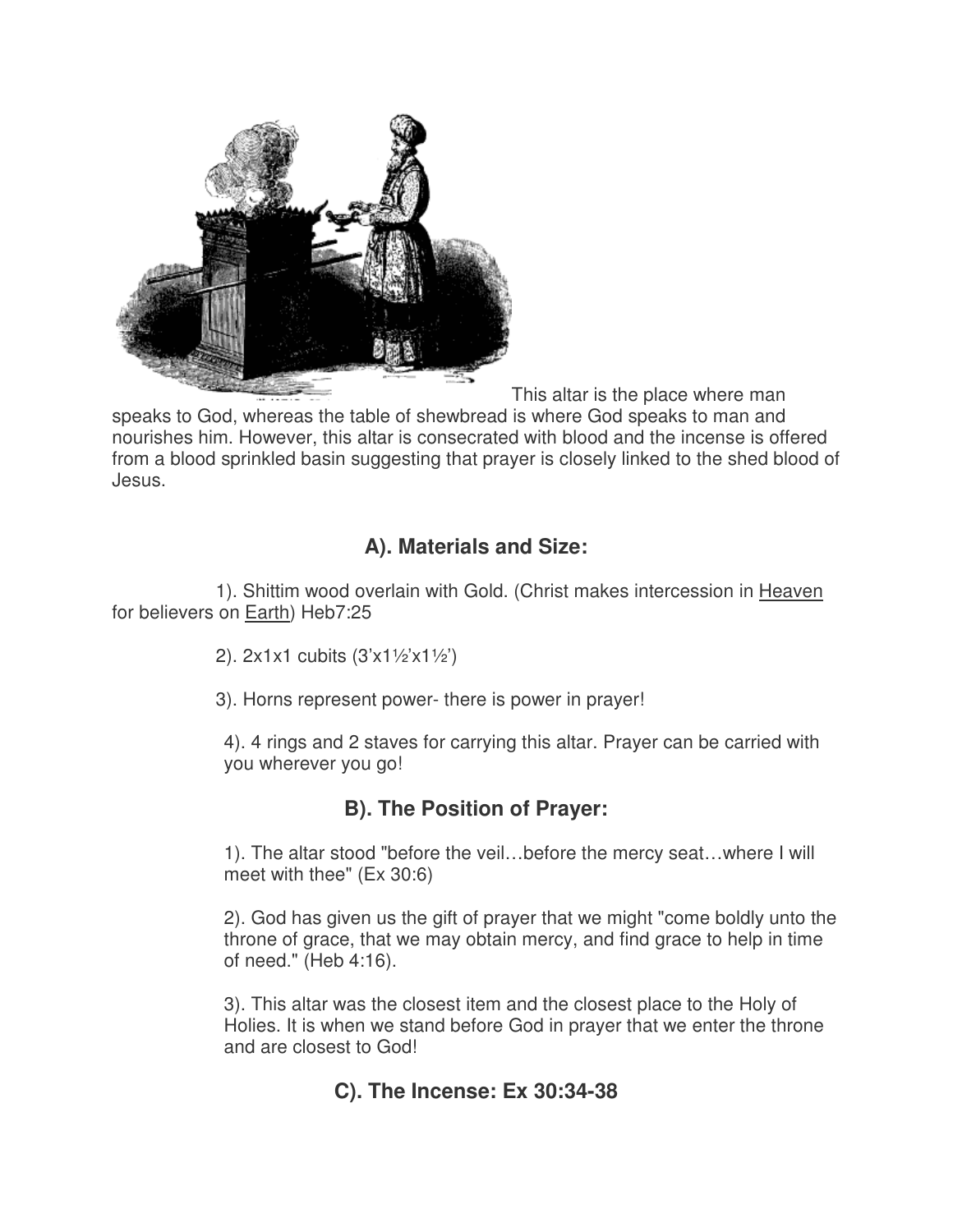This altar is the place where man speaks to God, whereas the table of shewbread is where God speaks to man and nourishes him. However, this altar is consecrated with blood and the incense is offered from a blood sprinkled basin suggesting that prayer is closely linked to the shed blood of Jesus.

## A). Materials and Size:

1). Shittim wood overlain with Gold. (Christ makes intercession in Heaven for believers on Earth) Heb7:25

2). 2x1x1 cubits (3'x1½'x1½')

3). Horns represent power- there is power in prayer!

4). 4 rings and 2 staves for carrying this altar. Prayer can be carried with you wherever you go!

## B). The Position of Prayer:

1). The altar stood "before the veil…before the mercy seat…where I will meet with thee" (Ex 30:6)

2). God has given us the gift of prayer that we might "come boldly unto the throne of grace, that we may obtain mercy, and find grace to help in time of need." (Heb 4:16).

3). This altar was the closest item and the closest place to the Holy of Holies. It is when we stand before God in prayer that we enter the throne and are closest to God!

## C). The Incense: Ex 30:34-38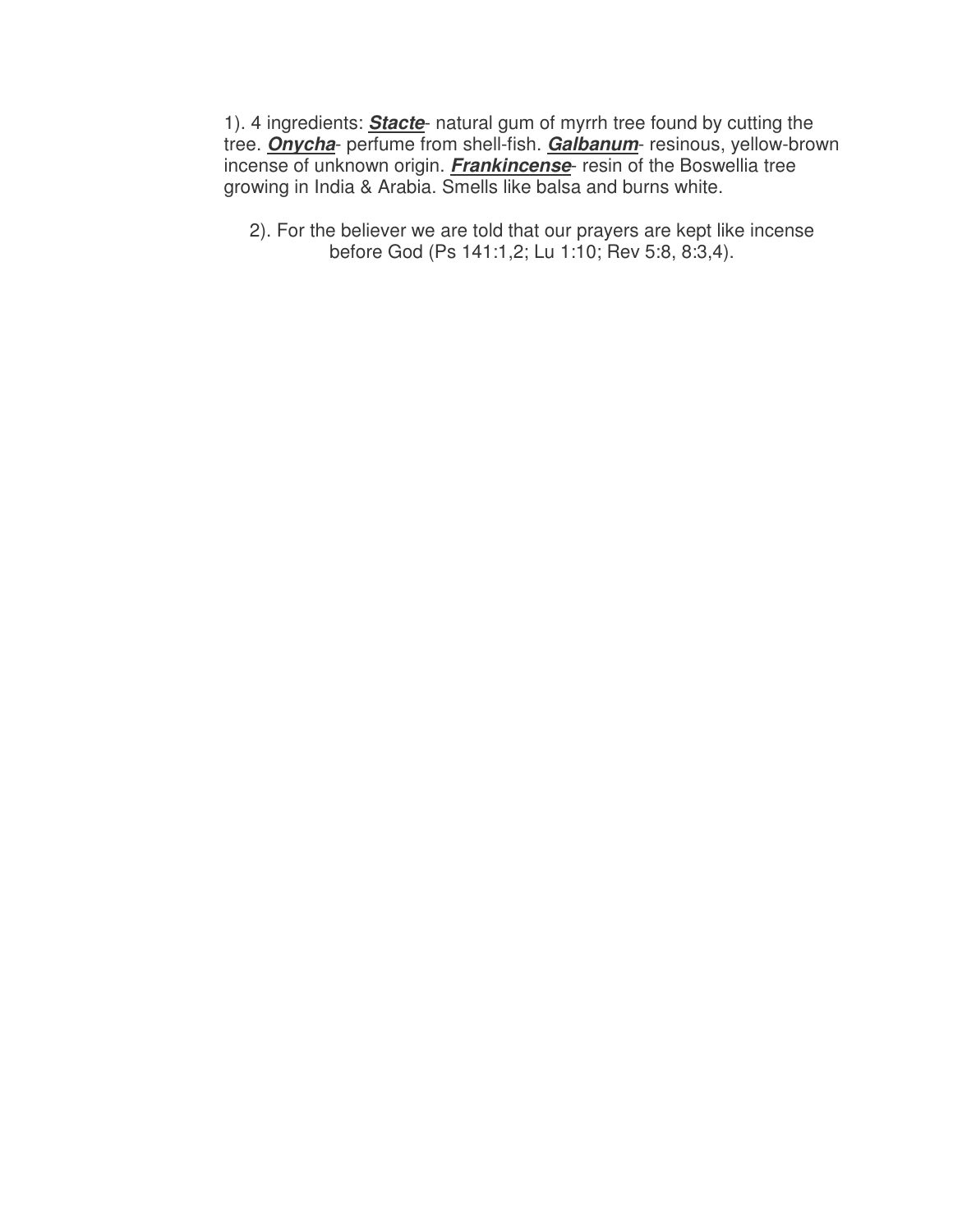1). 4 ingredients: ***<u>Stacte</u>***- natural gum of myrrh tree found by cutting the tree. ***<u>Onycha</u>***- perfume from shell-fish. ***<u>Galbanum</u>***- resinous, yellow-brown incense of unknown origin. ***<u>Frankincense</u>***- resin of the Boswellia tree growing in India & Arabia. Smells like balsa and burns white.

2). For the believer we are told that our prayers are kept like incense before God (Ps 141:1,2; Lu 1:10; Rev 5:8, 8:3,4).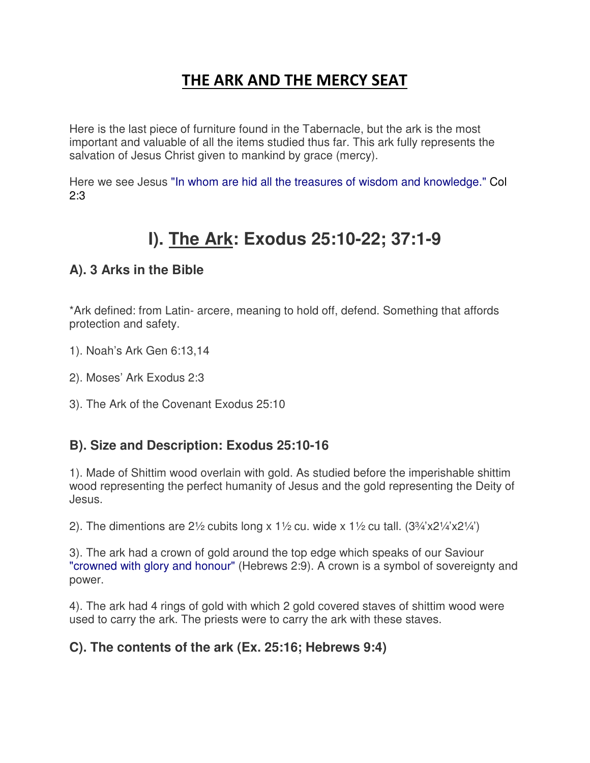# THE ARK AND THE MERCY SEAT

Here is the last piece of furniture found in the Tabernacle, but the ark is the most important and valuable of all the items studied thus far. This ark fully represents the salvation of Jesus Christ given to mankind by grace (mercy).

Here we see Jesus "In whom are hid all the treasures of wisdom and knowledge." Col 2:3

## I). The Ark: Exodus 25:10-22; 37:1-9

### A). 3 Arks in the Bible

*Ark defined: from Latin- arcere, meaning to hold off, defend. Something that affords protection and safety.

1). Noah's Ark Gen 6:13,14

2). Moses' Ark Exodus 2:3

3). The Ark of the Covenant Exodus 25:10

### B). Size and Description: Exodus 25:10-16

1). Made of Shittim wood overlain with gold. As studied before the imperishable shittim wood representing the perfect humanity of Jesus and the gold representing the Deity of Jesus.

2). The dimentions are 2½ cubits long x 1½ cu. wide x 1½ cu tall. (3¾'x2¼'x2¼')

3). The ark had a crown of gold around the top edge which speaks of our Saviour "crowned with glory and honour" (Hebrews 2:9). A crown is a symbol of sovereignty and power.

4). The ark had 4 rings of gold with which 2 gold covered staves of shittim wood were used to carry the ark. The priests were to carry the ark with these staves.

### C). The contents of the ark (Ex. 25:16; Hebrews 9:4)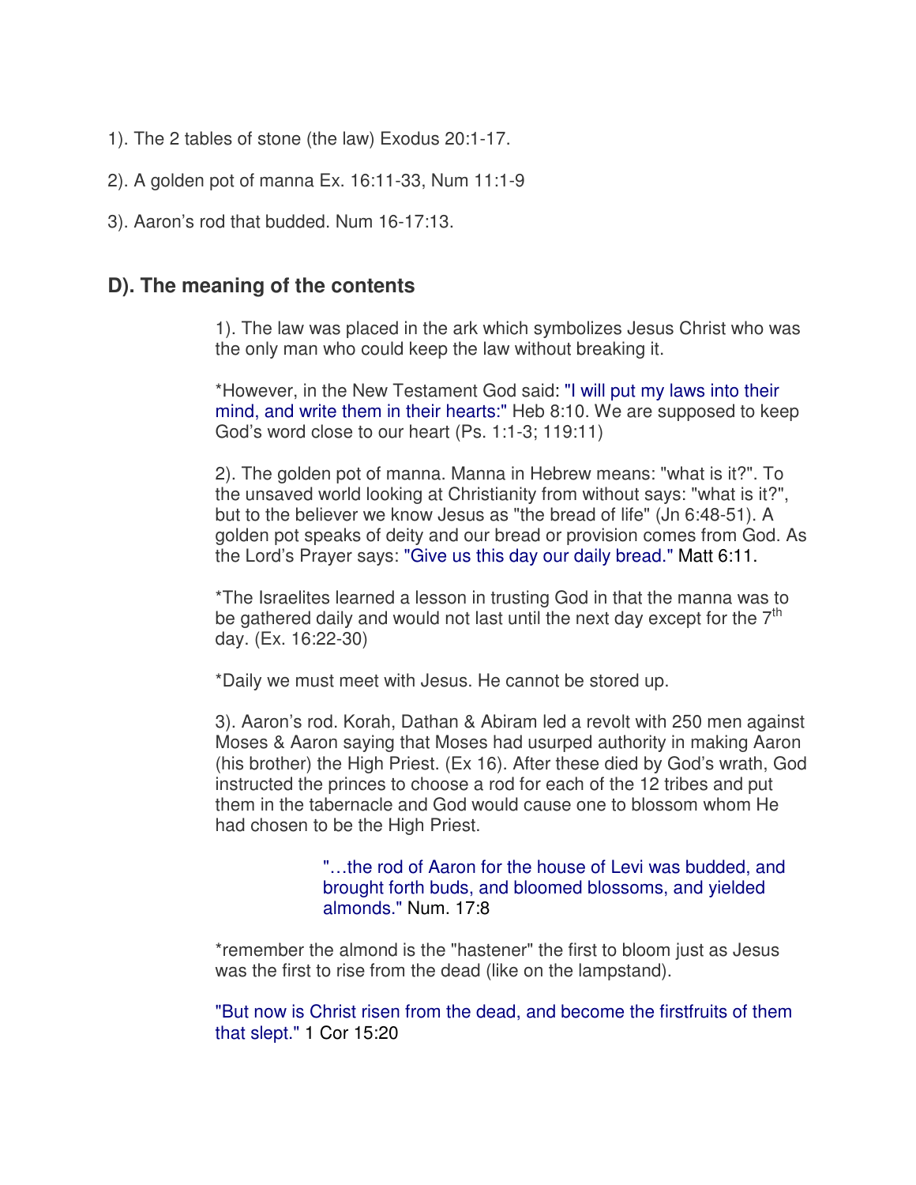1). The 2 tables of stone (the law) Exodus 20:1-17.

2). A golden pot of manna Ex. 16:11-33, Num 11:1-9

3). Aaron's rod that budded. Num 16-17:13.

## D). The meaning of the contents

1). The law was placed in the ark which symbolizes Jesus Christ who was the only man who could keep the law without breaking it.

*However, in the New Testament God said: "I will put my laws into their mind, and write them in their hearts:" Heb 8:10. We are supposed to keep God's word close to our heart (Ps. 1:1-3; 119:11)

2). The golden pot of manna. Manna in Hebrew means: "what is it?". To the unsaved world looking at Christianity from without says: "what is it?", but to the believer we know Jesus as "the bread of life" (Jn 6:48-51). A golden pot speaks of deity and our bread or provision comes from God. As the Lord's Prayer says: "Give us this day our daily bread." Matt 6:11.

*The Israelites learned a lesson in trusting God in that the manna was to be gathered daily and would not last until the next day except for the 7th day. (Ex. 16:22-30)

*Daily we must meet with Jesus. He cannot be stored up.

3). Aaron's rod. Korah, Dathan & Abiram led a revolt with 250 men against Moses & Aaron saying that Moses had usurped authority in making Aaron (his brother) the High Priest. (Ex 16). After these died by God's wrath, God instructed the princes to choose a rod for each of the 12 tribes and put them in the tabernacle and God would cause one to blossom whom He had chosen to be the High Priest.

> "…the rod of Aaron for the house of Levi was budded, and brought forth buds, and bloomed blossoms, and yielded almonds." Num. 17:8

*remember the almond is the "hastener" the first to bloom just as Jesus was the first to rise from the dead (like on the lampstand).

"But now is Christ risen from the dead, and become the firstfruits of them that slept." 1 Cor 15:20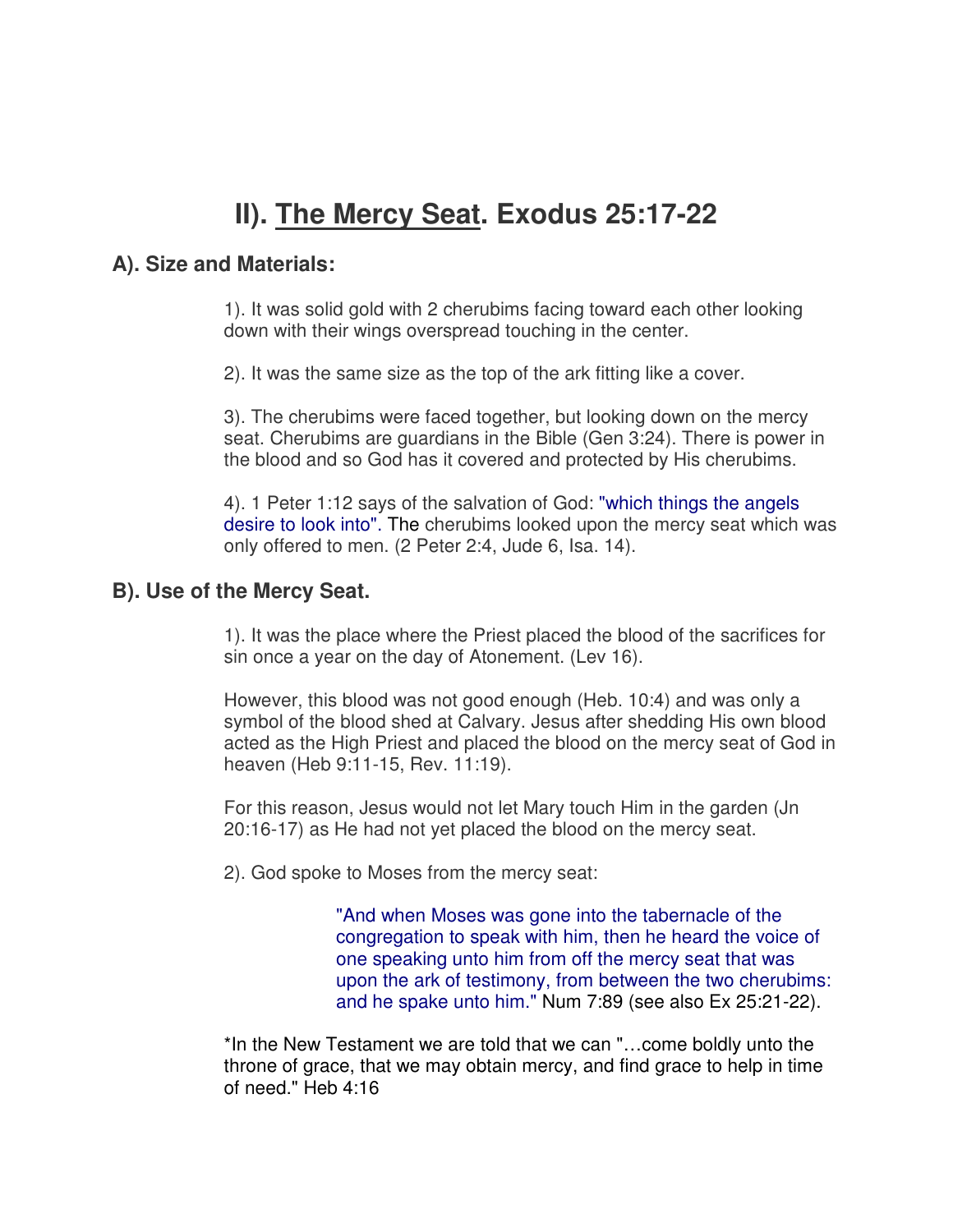# II). <u>The Mercy Seat</u>. Exodus 25:17-22

## A). Size and Materials:

1). It was solid gold with 2 cherubims facing toward each other looking down with their wings overspread touching in the center.

2). It was the same size as the top of the ark fitting like a cover.

3). The cherubims were faced together, but looking down on the mercy seat. Cherubims are guardians in the Bible (Gen 3:24). There is power in the blood and so God has it covered and protected by His cherubims.

4). 1 Peter 1:12 says of the salvation of God: "which things the angels desire to look into". The cherubims looked upon the mercy seat which was only offered to men. (2 Peter 2:4, Jude 6, Isa. 14).

## B). Use of the Mercy Seat.

1). It was the place where the Priest placed the blood of the sacrifices for sin once a year on the day of Atonement. (Lev 16).

However, this blood was not good enough (Heb. 10:4) and was only a symbol of the blood shed at Calvary. Jesus after shedding His own blood acted as the High Priest and placed the blood on the mercy seat of God in heaven (Heb 9:11-15, Rev. 11:19).

For this reason, Jesus would not let Mary touch Him in the garden (Jn 20:16-17) as He had not yet placed the blood on the mercy seat.

2). God spoke to Moses from the mercy seat:

> "And when Moses was gone into the tabernacle of the congregation to speak with him, then he heard the voice of one speaking unto him from off the mercy seat that was upon the ark of testimony, from between the two cherubims: and he spake unto him." Num 7:89 (see also Ex 25:21-22).

*In the New Testament we are told that we can "…come boldly unto the throne of grace, that we may obtain mercy, and find grace to help in time of need." Heb 4:16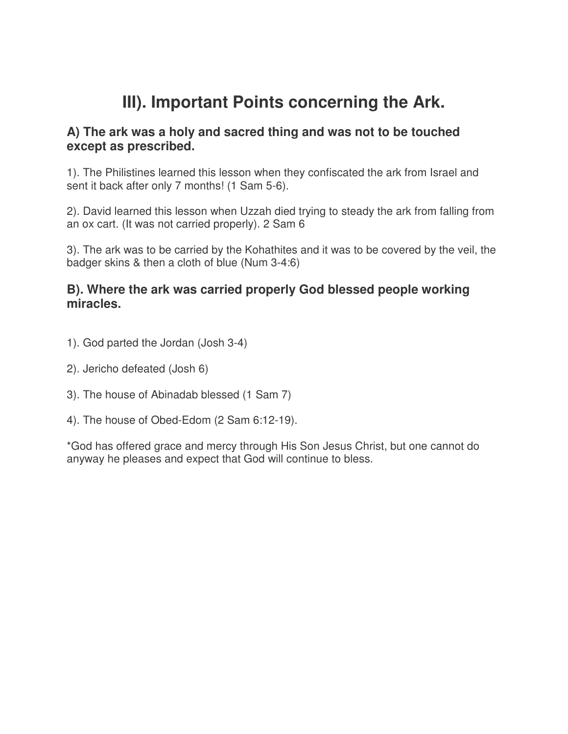# III). Important Points concerning the Ark.

### A) The ark was a holy and sacred thing and was not to be touched except as prescribed.

1). The Philistines learned this lesson when they confiscated the ark from Israel and sent it back after only 7 months! (1 Sam 5-6).

2). David learned this lesson when Uzzah died trying to steady the ark from falling from an ox cart. (It was not carried properly). 2 Sam 6

3). The ark was to be carried by the Kohathites and it was to be covered by the veil, the badger skins & then a cloth of blue (Num 3-4:6)

### B). Where the ark was carried properly God blessed people working miracles.

1). God parted the Jordan (Josh 3-4)

2). Jericho defeated (Josh 6)

3). The house of Abinadab blessed (1 Sam 7)

4). The house of Obed-Edom (2 Sam 6:12-19).

*God has offered grace and mercy through His Son Jesus Christ, but one cannot do anyway he pleases and expect that God will continue to bless.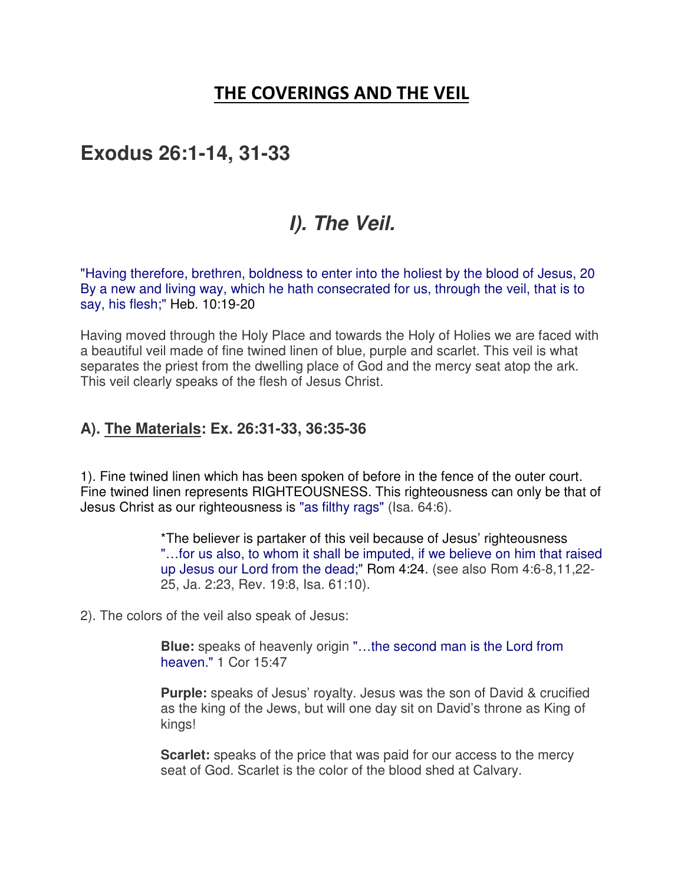# THE COVERINGS AND THE VEIL

## Exodus 26:1-14, 31-33

## *I). The Veil.*

"Having therefore, brethren, boldness to enter into the holiest by the blood of Jesus, 20 By a new and living way, which he hath consecrated for us, through the veil, that is to say, his flesh;" Heb. 10:19-20

Having moved through the Holy Place and towards the Holy of Holies we are faced with a beautiful veil made of fine twined linen of blue, purple and scarlet. This veil is what separates the priest from the dwelling place of God and the mercy seat atop the ark. This veil clearly speaks of the flesh of Jesus Christ.

### A). <u>The Materials</u>: Ex. 26:31-33, 36:35-36

1). Fine twined linen which has been spoken of before in the fence of the outer court. Fine twined linen represents RIGHTEOUSNESS. This righteousness can only be that of Jesus Christ as our righteousness is "as filthy rags" (Isa. 64:6).

> *The believer is partaker of this veil because of Jesus' righteousness "…for us also, to whom it shall be imputed, if we believe on him that raised up Jesus our Lord from the dead;" Rom 4:24. (see also Rom 4:6-8,11,22-25, Ja. 2:23, Rev. 19:8, Isa. 61:10).

2). The colors of the veil also speak of Jesus:

> **Blue:** speaks of heavenly origin "…the second man is the Lord from heaven." 1 Cor 15:47
>
> **Purple:** speaks of Jesus' royalty. Jesus was the son of David & crucified as the king of the Jews, but will one day sit on David's throne as King of kings!
>
> **Scarlet:** speaks of the price that was paid for our access to the mercy seat of God. Scarlet is the color of the blood shed at Calvary.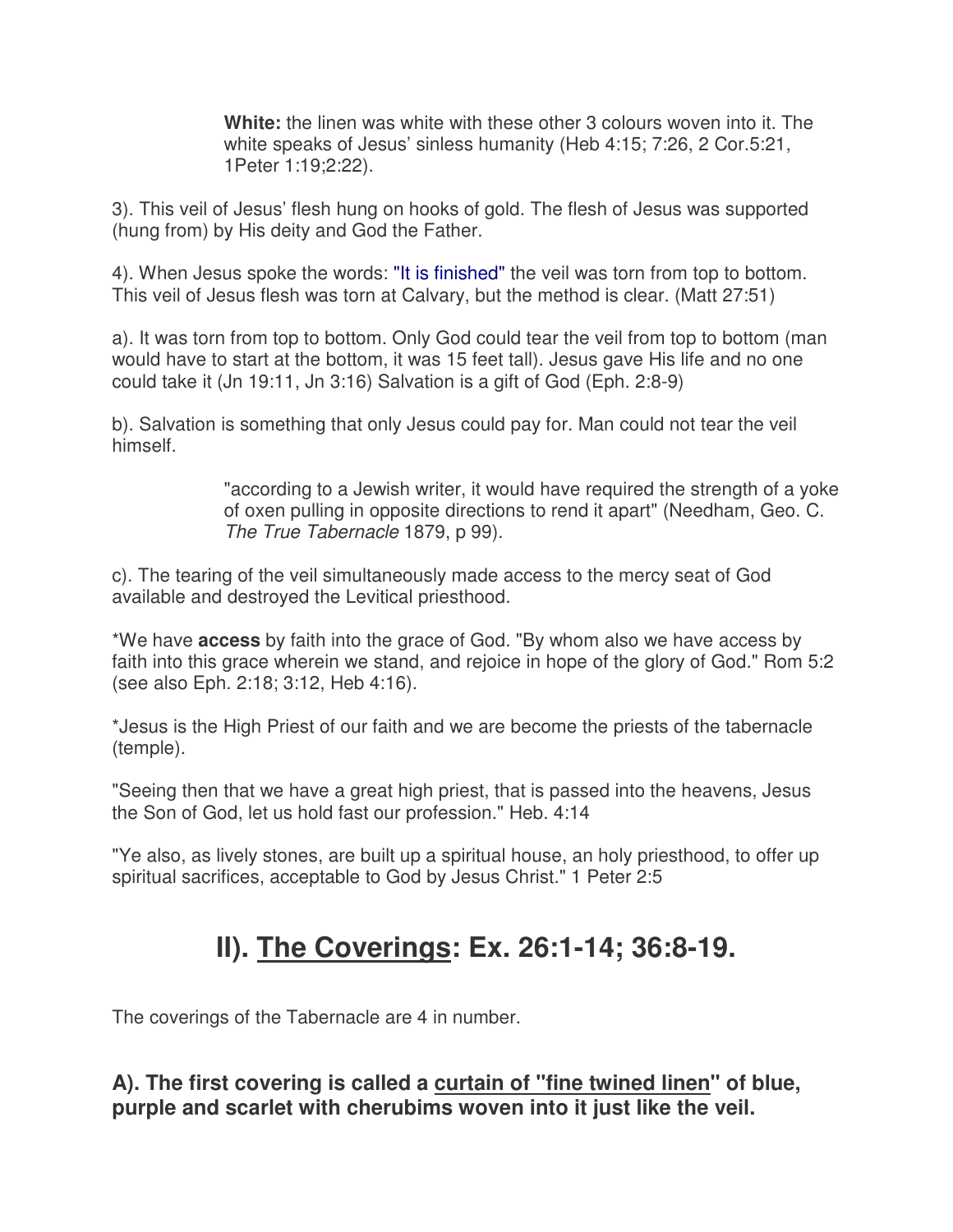> **White:** the linen was white with these other 3 colours woven into it. The white speaks of Jesus' sinless humanity (Heb 4:15; 7:26, 2 Cor.5:21, 1Peter 1:19;2:22).

3). This veil of Jesus' flesh hung on hooks of gold. The flesh of Jesus was supported (hung from) by His deity and God the Father.

4). When Jesus spoke the words: "It is finished" the veil was torn from top to bottom. This veil of Jesus flesh was torn at Calvary, but the method is clear. (Matt 27:51)

a). It was torn from top to bottom. Only God could tear the veil from top to bottom (man would have to start at the bottom, it was 15 feet tall). Jesus gave His life and no one could take it (Jn 19:11, Jn 3:16) Salvation is a gift of God (Eph. 2:8-9)

b). Salvation is something that only Jesus could pay for. Man could not tear the veil himself.

> "according to a Jewish writer, it would have required the strength of a yoke of oxen pulling in opposite directions to rend it apart" (Needham, Geo. C. *The True Tabernacle* 1879, p 99).

c). The tearing of the veil simultaneously made access to the mercy seat of God available and destroyed the Levitical priesthood.

*We have **access** by faith into the grace of God. "By whom also we have access by faith into this grace wherein we stand, and rejoice in hope of the glory of God." Rom 5:2 (see also Eph. 2:18; 3:12, Heb 4:16).

*Jesus is the High Priest of our faith and we are become the priests of the tabernacle (temple).

"Seeing then that we have a great high priest, that is passed into the heavens, Jesus the Son of God, let us hold fast our profession." Heb. 4:14

"Ye also, as lively stones, are built up a spiritual house, an holy priesthood, to offer up spiritual sacrifices, acceptable to God by Jesus Christ." 1 Peter 2:5

## II). <u>The Coverings</u>: Ex. 26:1-14; 36:8-19.

The coverings of the Tabernacle are 4 in number.

### A). The first covering is called a <u>curtain of "fine twined linen</u>" of blue, purple and scarlet with cherubims woven into it just like the veil.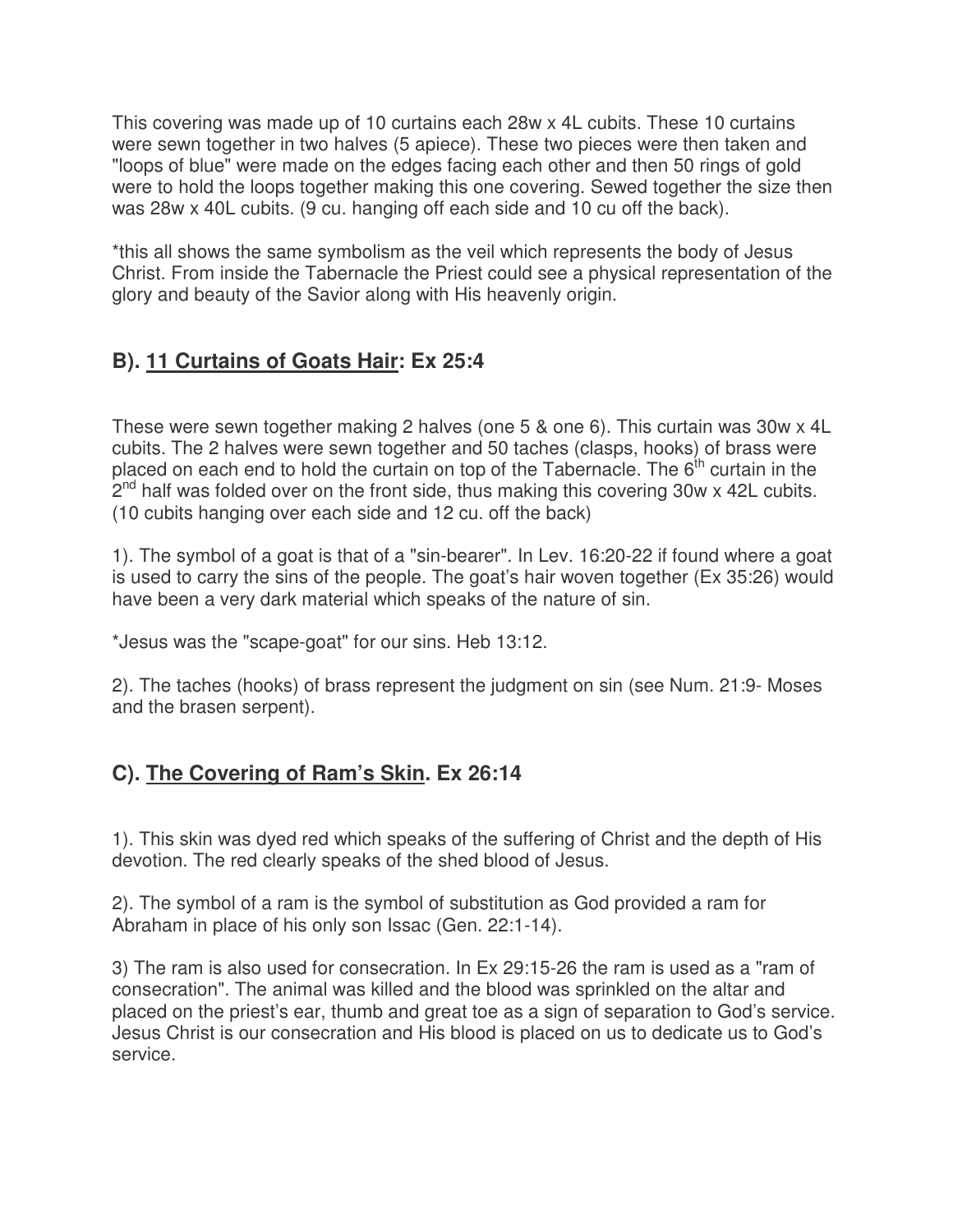This covering was made up of 10 curtains each 28w x 4L cubits. These 10 curtains were sewn together in two halves (5 apiece). These two pieces were then taken and "loops of blue" were made on the edges facing each other and then 50 rings of gold were to hold the loops together making this one covering. Sewed together the size then was 28w x 40L cubits. (9 cu. hanging off each side and 10 cu off the back).

*this all shows the same symbolism as the veil which represents the body of Jesus Christ. From inside the Tabernacle the Priest could see a physical representation of the glory and beauty of the Savior along with His heavenly origin.

## B). <u>11 Curtains of Goats Hair</u>: Ex 25:4

These were sewn together making 2 halves (one 5 & one 6). This curtain was 30w x 4L cubits. The 2 halves were sewn together and 50 taches (clasps, hooks) of brass were placed on each end to hold the curtain on top of the Tabernacle. The 6th curtain in the 2nd half was folded over on the front side, thus making this covering 30w x 42L cubits. (10 cubits hanging over each side and 12 cu. off the back)

1). The symbol of a goat is that of a "sin-bearer". In Lev. 16:20-22 if found where a goat is used to carry the sins of the people. The goat's hair woven together (Ex 35:26) would have been a very dark material which speaks of the nature of sin.

*Jesus was the "scape-goat" for our sins. Heb 13:12.

2). The taches (hooks) of brass represent the judgment on sin (see Num. 21:9- Moses and the brasen serpent).

## C). <u>The Covering of Ram's Skin</u>. Ex 26:14

1). This skin was dyed red which speaks of the suffering of Christ and the depth of His devotion. The red clearly speaks of the shed blood of Jesus.

2). The symbol of a ram is the symbol of substitution as God provided a ram for Abraham in place of his only son Issac (Gen. 22:1-14).

3) The ram is also used for consecration. In Ex 29:15-26 the ram is used as a "ram of consecration". The animal was killed and the blood was sprinkled on the altar and placed on the priest's ear, thumb and great toe as a sign of separation to God's service. Jesus Christ is our consecration and His blood is placed on us to dedicate us to God's service.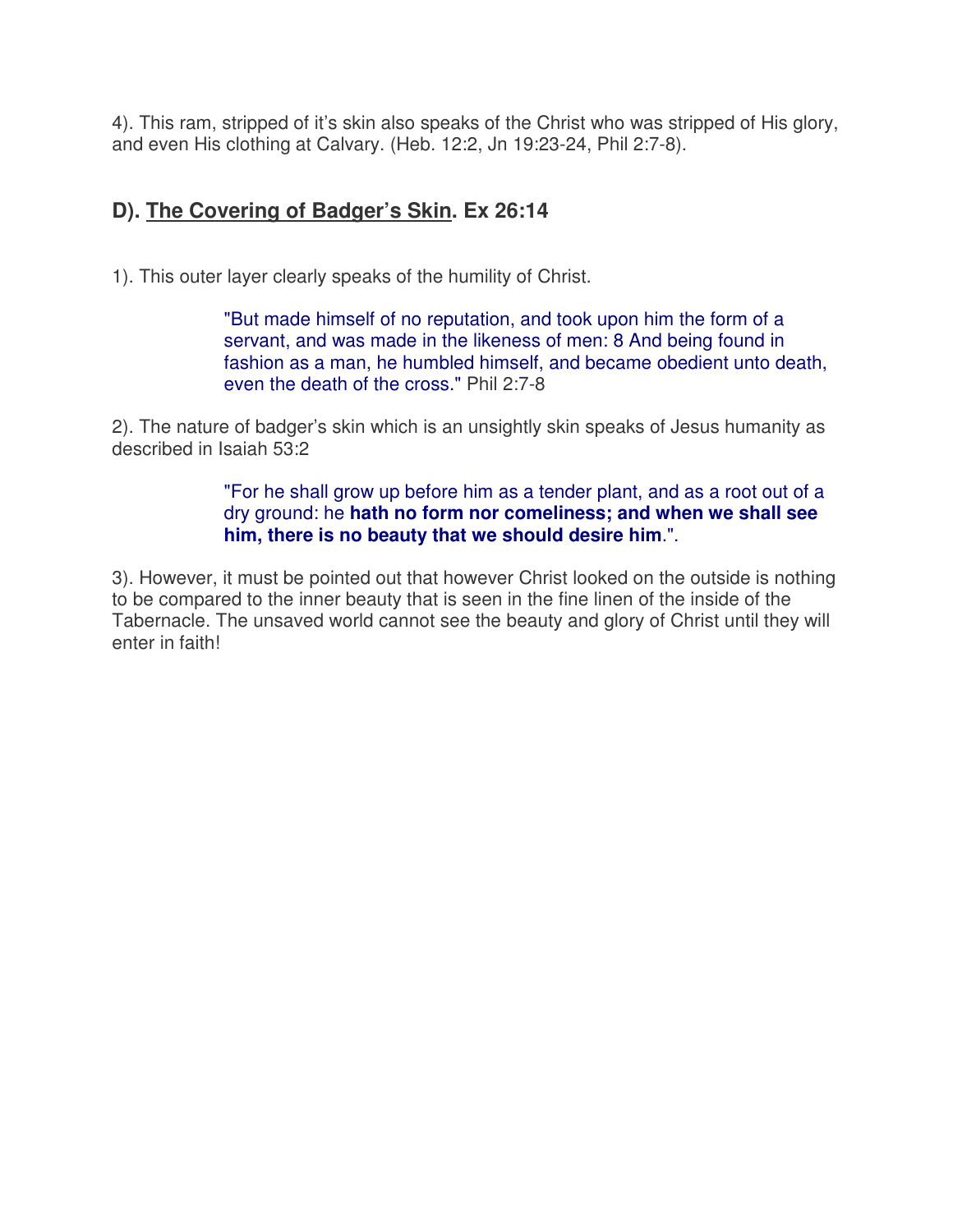4). This ram, stripped of it's skin also speaks of the Christ who was stripped of His glory, and even His clothing at Calvary. (Heb. 12:2, Jn 19:23-24, Phil 2:7-8).

### D). <u>The Covering of Badger's Skin</u>. Ex 26:14

1). This outer layer clearly speaks of the humility of Christ.

> "But made himself of no reputation, and took upon him the form of a servant, and was made in the likeness of men: 8 And being found in fashion as a man, he humbled himself, and became obedient unto death, even the death of the cross." Phil 2:7-8

2). The nature of badger's skin which is an unsightly skin speaks of Jesus humanity as described in Isaiah 53:2

> "For he shall grow up before him as a tender plant, and as a root out of a dry ground: he **hath no form nor comeliness; and when we shall see him, there is no beauty that we should desire him**.".

3). However, it must be pointed out that however Christ looked on the outside is nothing to be compared to the inner beauty that is seen in the fine linen of the inside of the Tabernacle. The unsaved world cannot see the beauty and glory of Christ until they will enter in faith!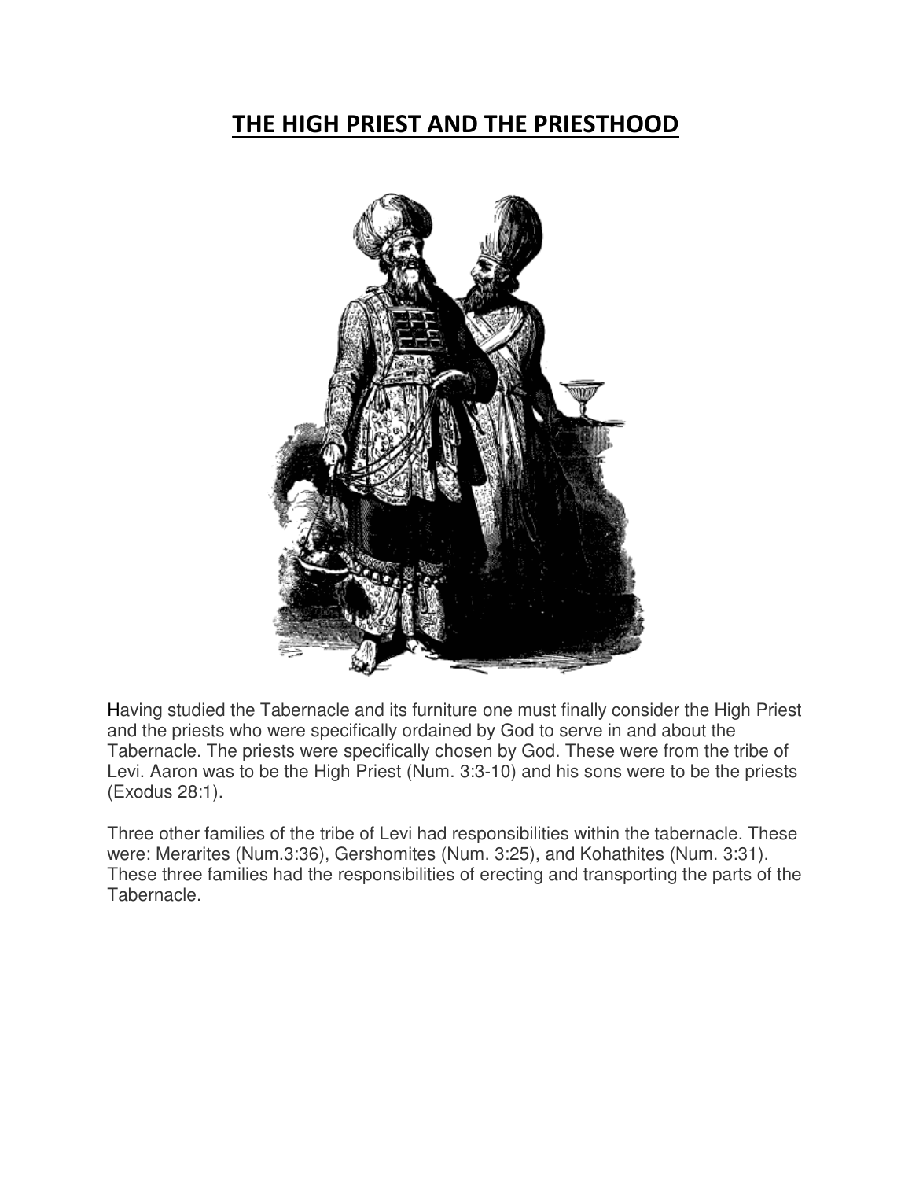# THE HIGH PRIEST AND THE PRIESTHOOD

Having studied the Tabernacle and its furniture one must finally consider the High Priest and the priests who were specifically ordained by God to serve in and about the Tabernacle. The priests were specifically chosen by God. These were from the tribe of Levi. Aaron was to be the High Priest (Num. 3:3-10) and his sons were to be the priests (Exodus 28:1).

Three other families of the tribe of Levi had responsibilities within the tabernacle. These were: Merarites (Num.3:36), Gershomites (Num. 3:25), and Kohathites (Num. 3:31). These three families had the responsibilities of erecting and transporting the parts of the Tabernacle.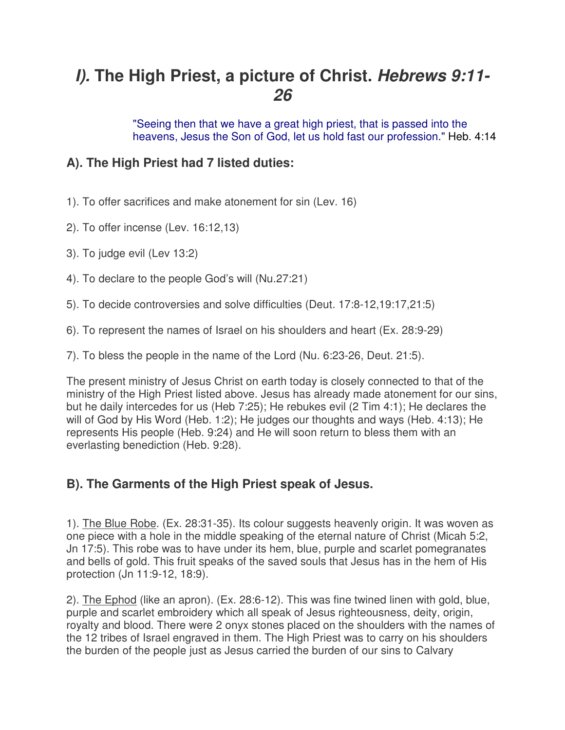# *I).* The High Priest, a picture of Christ. *Hebrews 9:11-26*

> "Seeing then that we have a great high priest, that is passed into the heavens, Jesus the Son of God, let us hold fast our profession." Heb. 4:14

### A). The High Priest had 7 listed duties:

1). To offer sacrifices and make atonement for sin (Lev. 16)

2). To offer incense (Lev. 16:12,13)

3). To judge evil (Lev 13:2)

4). To declare to the people God's will (Nu.27:21)

5). To decide controversies and solve difficulties (Deut. 17:8-12,19:17,21:5)

6). To represent the names of Israel on his shoulders and heart (Ex. 28:9-29)

7). To bless the people in the name of the Lord (Nu. 6:23-26, Deut. 21:5).

The present ministry of Jesus Christ on earth today is closely connected to that of the ministry of the High Priest listed above. Jesus has already made atonement for our sins, but he daily intercedes for us (Heb 7:25); He rebukes evil (2 Tim 4:1); He declares the will of God by His Word (Heb. 1:2); He judges our thoughts and ways (Heb. 4:13); He represents His people (Heb. 9:24) and He will soon return to bless them with an everlasting benediction (Heb. 9:28).

### B). The Garments of the High Priest speak of Jesus.

1). The Blue Robe. (Ex. 28:31-35). Its colour suggests heavenly origin. It was woven as one piece with a hole in the middle speaking of the eternal nature of Christ (Micah 5:2, Jn 17:5). This robe was to have under its hem, blue, purple and scarlet pomegranates and bells of gold. This fruit speaks of the saved souls that Jesus has in the hem of His protection (Jn 11:9-12, 18:9).

2). The Ephod (like an apron). (Ex. 28:6-12). This was fine twined linen with gold, blue, purple and scarlet embroidery which all speak of Jesus righteousness, deity, origin, royalty and blood. There were 2 onyx stones placed on the shoulders with the names of the 12 tribes of Israel engraved in them. The High Priest was to carry on his shoulders the burden of the people just as Jesus carried the burden of our sins to Calvary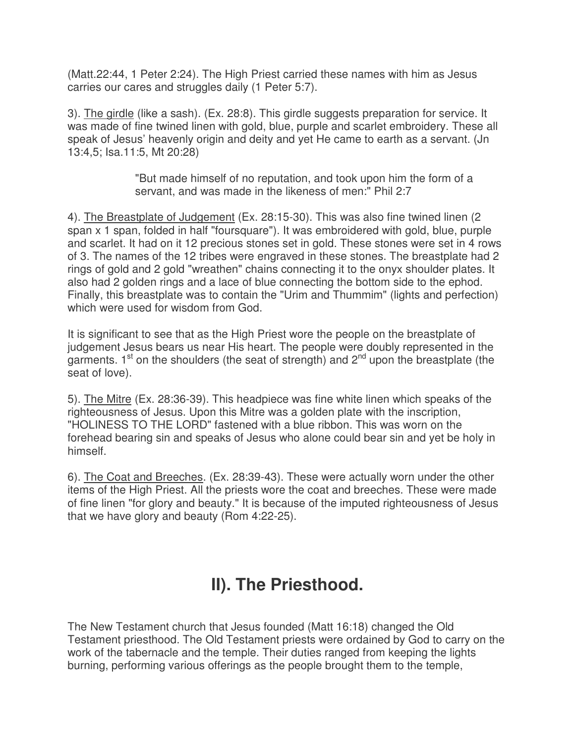(Matt.22:44, 1 Peter 2:24). The High Priest carried these names with him as Jesus carries our cares and struggles daily (1 Peter 5:7).

3). <u>The girdle</u> (like a sash). (Ex. 28:8). This girdle suggests preparation for service. It was made of fine twined linen with gold, blue, purple and scarlet embroidery. These all speak of Jesus' heavenly origin and deity and yet He came to earth as a servant. (Jn 13:4,5; Isa.11:5, Mt 20:28)

> "But made himself of no reputation, and took upon him the form of a servant, and was made in the likeness of men:" Phil 2:7

4). <u>The Breastplate of Judgement</u> (Ex. 28:15-30). This was also fine twined linen (2 span x 1 span, folded in half "foursquare"). It was embroidered with gold, blue, purple and scarlet. It had on it 12 precious stones set in gold. These stones were set in 4 rows of 3. The names of the 12 tribes were engraved in these stones. The breastplate had 2 rings of gold and 2 gold "wreathen" chains connecting it to the onyx shoulder plates. It also had 2 golden rings and a lace of blue connecting the bottom side to the ephod. Finally, this breastplate was to contain the "Urim and Thummim" (lights and perfection) which were used for wisdom from God.

It is significant to see that as the High Priest wore the people on the breastplate of judgement Jesus bears us near His heart. The people were doubly represented in the garments. 1st on the shoulders (the seat of strength) and 2nd upon the breastplate (the seat of love).

5). <u>The Mitre</u> (Ex. 28:36-39). This headpiece was fine white linen which speaks of the righteousness of Jesus. Upon this Mitre was a golden plate with the inscription, "HOLINESS TO THE LORD" fastened with a blue ribbon. This was worn on the forehead bearing sin and speaks of Jesus who alone could bear sin and yet be holy in himself.

6). <u>The Coat and Breeches</u>. (Ex. 28:39-43). These were actually worn under the other items of the High Priest. All the priests wore the coat and breeches. These were made of fine linen "for glory and beauty." It is because of the imputed righteousness of Jesus that we have glory and beauty (Rom 4:22-25).

# II). The Priesthood.

The New Testament church that Jesus founded (Matt 16:18) changed the Old Testament priesthood. The Old Testament priests were ordained by God to carry on the work of the tabernacle and the temple. Their duties ranged from keeping the lights burning, performing various offerings as the people brought them to the temple,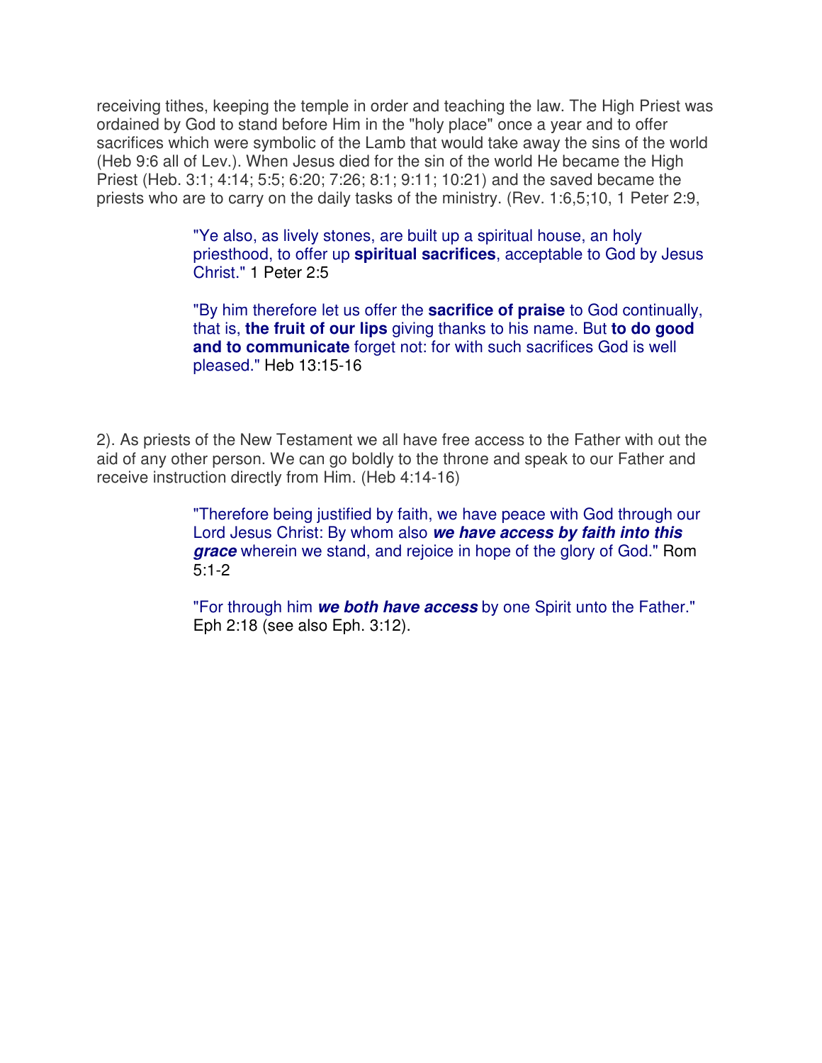receiving tithes, keeping the temple in order and teaching the law. The High Priest was ordained by God to stand before Him in the "holy place" once a year and to offer sacrifices which were symbolic of the Lamb that would take away the sins of the world (Heb 9:6 all of Lev.). When Jesus died for the sin of the world He became the High Priest (Heb. 3:1; 4:14; 5:5; 6:20; 7:26; 8:1; 9:11; 10:21) and the saved became the priests who are to carry on the daily tasks of the ministry. (Rev. 1:6,5;10, 1 Peter 2:9,

> "Ye also, as lively stones, are built up a spiritual house, an holy priesthood, to offer up **spiritual sacrifices**, acceptable to God by Jesus Christ." 1 Peter 2:5
>
> "By him therefore let us offer the **sacrifice of praise** to God continually, that is, **the fruit of our lips** giving thanks to his name. But **to do good and to communicate** forget not: for with such sacrifices God is well pleased." Heb 13:15-16

2). As priests of the New Testament we all have free access to the Father with out the aid of any other person. We can go boldly to the throne and speak to our Father and receive instruction directly from Him. (Heb 4:14-16)

> "Therefore being justified by faith, we have peace with God through our Lord Jesus Christ: By whom also ***we have access by faith into this grace*** wherein we stand, and rejoice in hope of the glory of God." Rom 5:1-2
>
> "For through him ***we both have access*** by one Spirit unto the Father." Eph 2:18 (see also Eph. 3:12).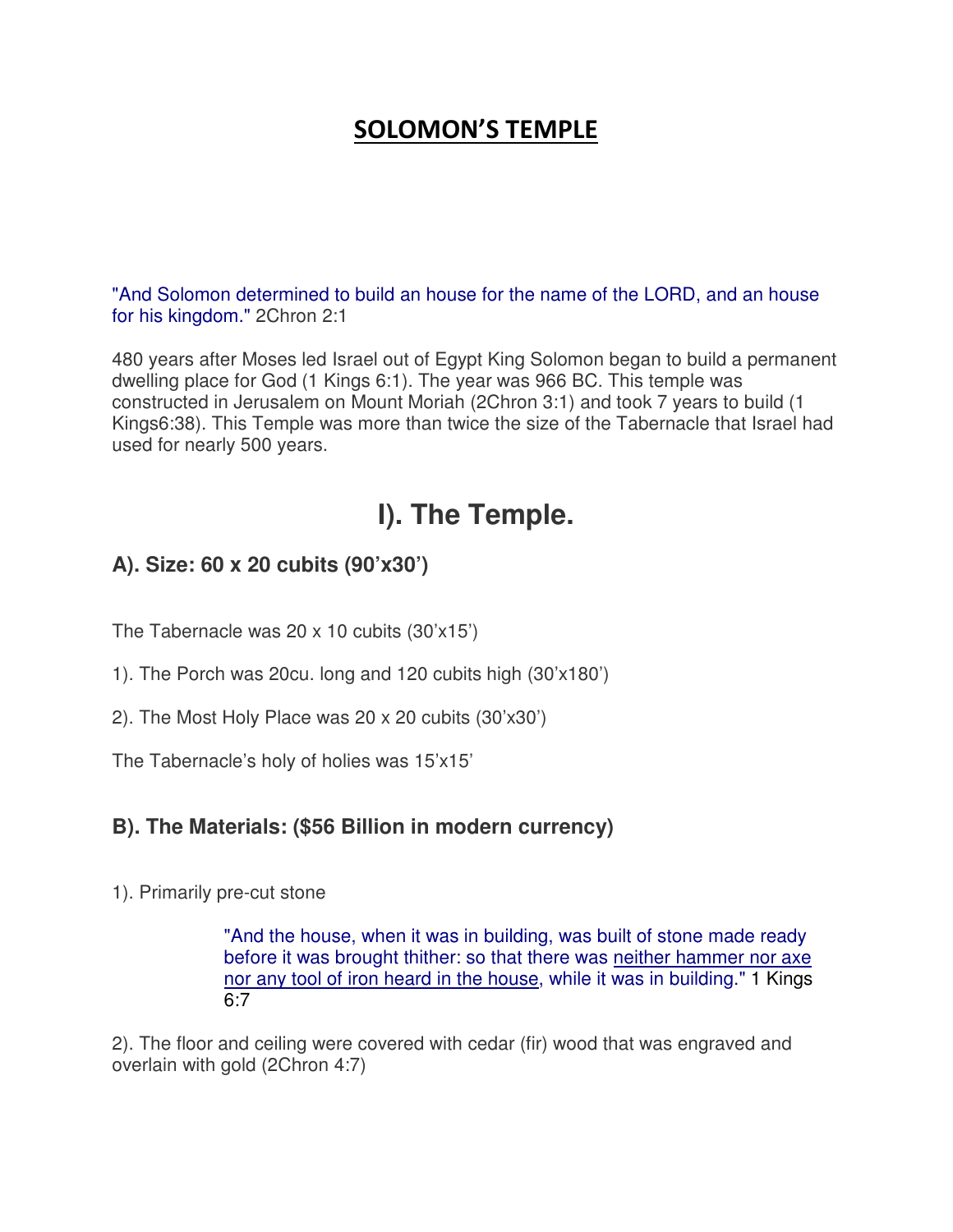# SOLOMON'S TEMPLE

"And Solomon determined to build an house for the name of the LORD, and an house for his kingdom." 2Chron 2:1

480 years after Moses led Israel out of Egypt King Solomon began to build a permanent dwelling place for God (1 Kings 6:1). The year was 966 BC. This temple was constructed in Jerusalem on Mount Moriah (2Chron 3:1) and took 7 years to build (1 Kings6:38). This Temple was more than twice the size of the Tabernacle that Israel had used for nearly 500 years.

## I). The Temple.

### A). Size: 60 x 20 cubits (90'x30')

The Tabernacle was 20 x 10 cubits (30'x15')

1). The Porch was 20cu. long and 120 cubits high (30'x180')

2). The Most Holy Place was 20 x 20 cubits (30'x30')

The Tabernacle's holy of holies was 15'x15'

### B). The Materials: ($56 Billion in modern currency)

1). Primarily pre-cut stone

> "And the house, when it was in building, was built of stone made ready before it was brought thither: so that there was neither hammer nor axe nor any tool of iron heard in the house, while it was in building." 1 Kings 6:7

2). The floor and ceiling were covered with cedar (fir) wood that was engraved and overlain with gold (2Chron 4:7)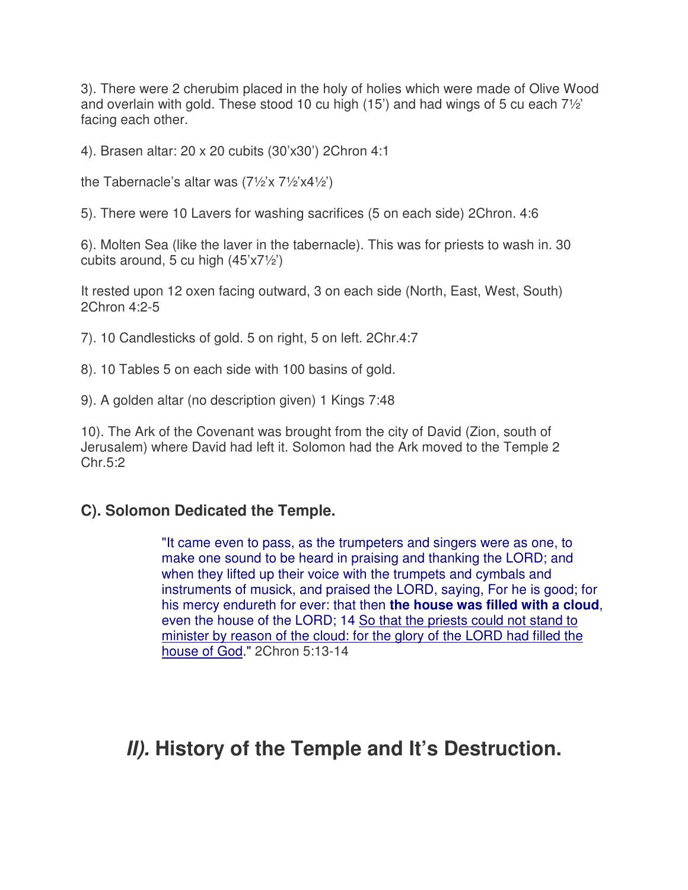3). There were 2 cherubim placed in the holy of holies which were made of Olive Wood and overlain with gold. These stood 10 cu high (15') and had wings of 5 cu each 7½' facing each other.

4). Brasen altar: 20 x 20 cubits (30'x30') 2Chron 4:1

the Tabernacle's altar was (7½'x 7½'x4½')

5). There were 10 Lavers for washing sacrifices (5 on each side) 2Chron. 4:6

6). Molten Sea (like the laver in the tabernacle). This was for priests to wash in. 30 cubits around, 5 cu high (45'x7½')

It rested upon 12 oxen facing outward, 3 on each side (North, East, West, South) 2Chron 4:2-5

7). 10 Candlesticks of gold. 5 on right, 5 on left. 2Chr.4:7

8). 10 Tables 5 on each side with 100 basins of gold.

9). A golden altar (no description given) 1 Kings 7:48

10). The Ark of the Covenant was brought from the city of David (Zion, south of Jerusalem) where David had left it. Solomon had the Ark moved to the Temple 2 Chr.5:2

### C). Solomon Dedicated the Temple.

> "It came even to pass, as the trumpeters and singers were as one, to make one sound to be heard in praising and thanking the LORD; and when they lifted up their voice with the trumpets and cymbals and instruments of musick, and praised the LORD, saying, For he is good; for his mercy endureth for ever: that then **the house was filled with a cloud**, even the house of the LORD; 14 <u>So that the priests could not stand to minister by reason of the cloud: for the glory of the LORD had filled the house of God</u>." 2Chron 5:13-14

# *II).* History of the Temple and It's Destruction.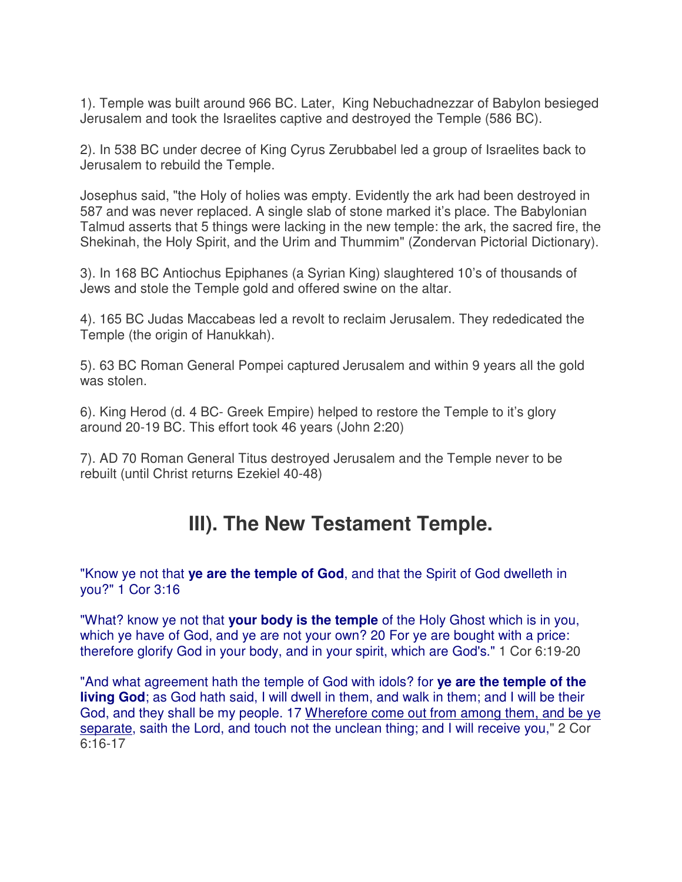1). Temple was built around 966 BC. Later, King Nebuchadnezzar of Babylon besieged Jerusalem and took the Israelites captive and destroyed the Temple (586 BC).

2). In 538 BC under decree of King Cyrus Zerubbabel led a group of Israelites back to Jerusalem to rebuild the Temple.

Josephus said, "the Holy of holies was empty. Evidently the ark had been destroyed in 587 and was never replaced. A single slab of stone marked it's place. The Babylonian Talmud asserts that 5 things were lacking in the new temple: the ark, the sacred fire, the Shekinah, the Holy Spirit, and the Urim and Thummim" (Zondervan Pictorial Dictionary).

3). In 168 BC Antiochus Epiphanes (a Syrian King) slaughtered 10's of thousands of Jews and stole the Temple gold and offered swine on the altar.

4). 165 BC Judas Maccabeas led a revolt to reclaim Jerusalem. They rededicated the Temple (the origin of Hanukkah).

5). 63 BC Roman General Pompei captured Jerusalem and within 9 years all the gold was stolen.

6). King Herod (d. 4 BC- Greek Empire) helped to restore the Temple to it's glory around 20-19 BC. This effort took 46 years (John 2:20)

7). AD 70 Roman General Titus destroyed Jerusalem and the Temple never to be rebuilt (until Christ returns Ezekiel 40-48)

## III). The New Testament Temple.

"Know ye not that **ye are the temple of God**, and that the Spirit of God dwelleth in you?" 1 Cor 3:16

"What? know ye not that **your body is the temple** of the Holy Ghost which is in you, which ye have of God, and ye are not your own? 20 For ye are bought with a price: therefore glorify God in your body, and in your spirit, which are God's." 1 Cor 6:19-20

"And what agreement hath the temple of God with idols? for **ye are the temple of the living God**; as God hath said, I will dwell in them, and walk in them; and I will be their God, and they shall be my people. 17 <u>Wherefore come out from among them, and be ye separate</u>, saith the Lord, and touch not the unclean thing; and I will receive you," 2 Cor 6:16-17